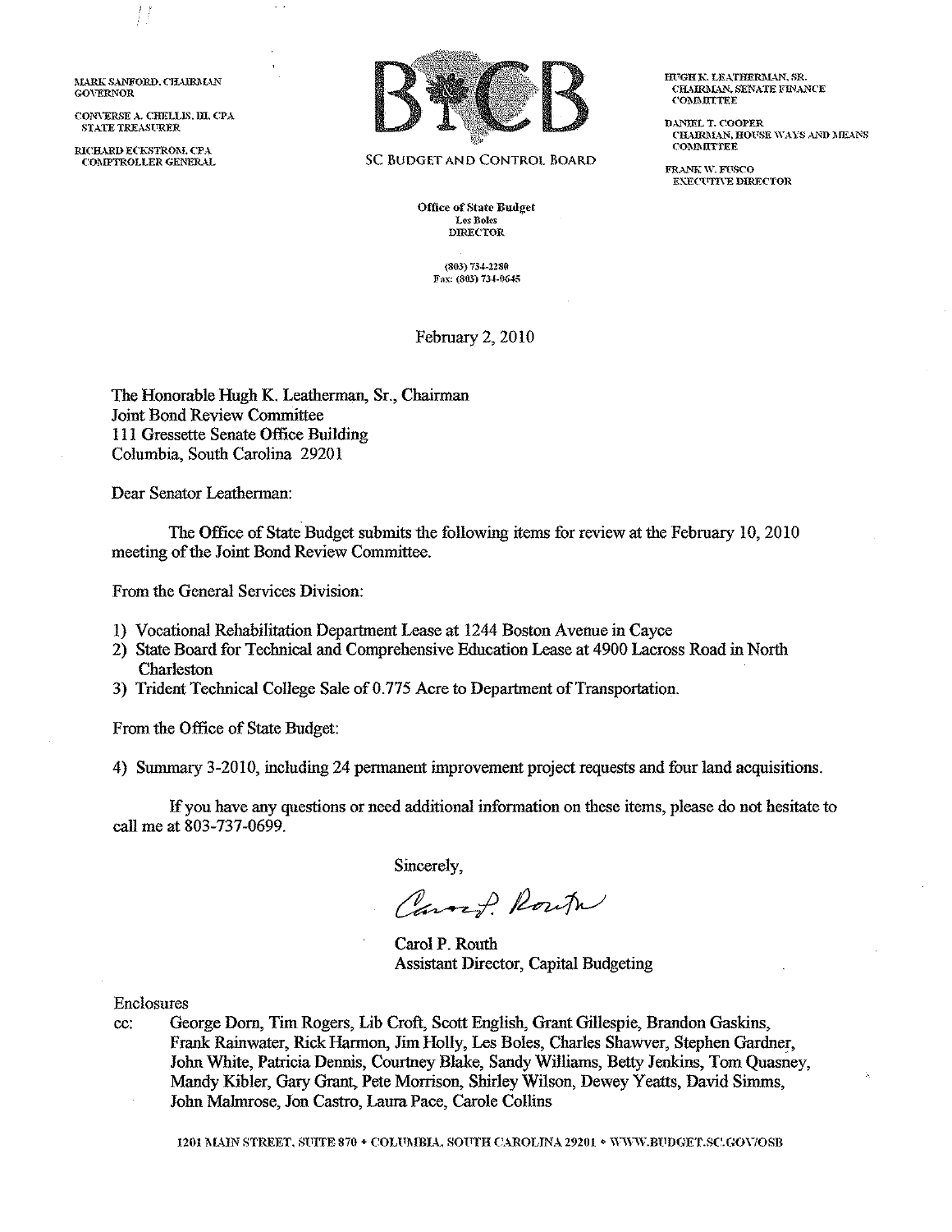MARK SANFORD, CHAIRMAN
GOVERNOR

CONVERSE A. CHELLIS, III, CPA
STATE TREASURER

RICHARD ECKSTROM, CPA
COMPTROLLER GENERAL

SC BUDGET AND CONTROL BOARD

HUGH K. LEATHERMAN, SR.
CHAIRMAN, SENATE FINANCE COMMITTEE

DANIEL T. COOPER
CHAIRMAN, HOUSE WAYS AND MEANS COMMITTEE

FRANK W. FUSCO
EXECUTIVE DIRECTOR

**Office of State Budget**
Les Boles
DIRECTOR

(803) 734-2280
Fax: (803) 734-0645

February 2, 2010

The Honorable Hugh K. Leatherman, Sr., Chairman
Joint Bond Review Committee
111 Gressette Senate Office Building
Columbia, South Carolina 29201

Dear Senator Leatherman:

The Office of State Budget submits the following items for review at the February 10, 2010 meeting of the Joint Bond Review Committee.

From the General Services Division:

1) Vocational Rehabilitation Department Lease at 1244 Boston Avenue in Cayce
2) State Board for Technical and Comprehensive Education Lease at 4900 Lacross Road in North Charleston
3) Trident Technical College Sale of 0.775 Acre to Department of Transportation.

From the Office of State Budget:

4) Summary 3-2010, including 24 permanent improvement project requests and four land acquisitions.

If you have any questions or need additional information on these items, please do not hesitate to call me at 803-737-0699.

Sincerely,

Carol P. Routh

Carol P. Routh
Assistant Director, Capital Budgeting

Enclosures

cc: George Dorn, Tim Rogers, Lib Croft, Scott English, Grant Gillespie, Brandon Gaskins, Frank Rainwater, Rick Harmon, Jim Holly, Les Boles, Charles Shawver, Stephen Gardner, John White, Patricia Dennis, Courtney Blake, Sandy Williams, Betty Jenkins, Tom Quasney, Mandy Kibler, Gary Grant, Pete Morrison, Shirley Wilson, Dewey Yeatts, David Simms, John Malmrose, Jon Castro, Laura Pace, Carole Collins

1201 MAIN STREET, SUITE 870 • COLUMBIA, SOUTH CAROLINA 29201 • WWW.BUDGET.SC.GOV/OSB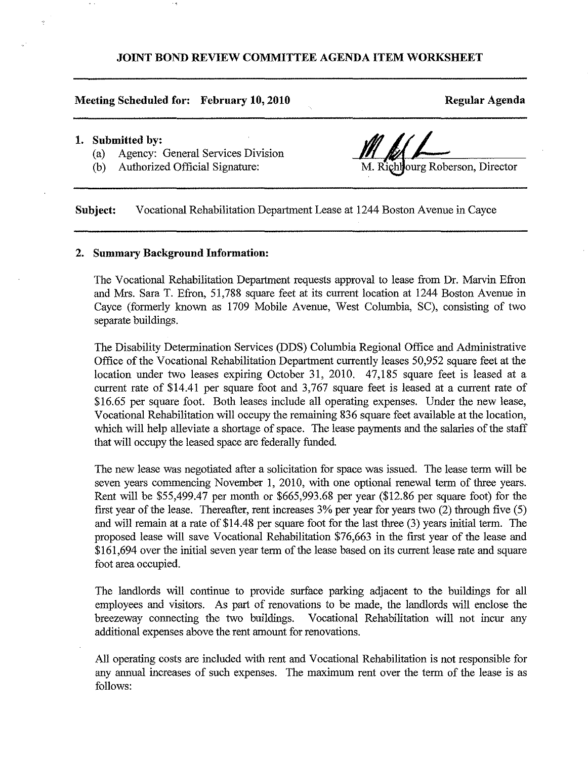## JOINT BOND REVIEW COMMITTEE AGENDA ITEM WORKSHEET

**Meeting Scheduled for: February 10, 2010** **Regular Agenda**

1. **Submitted by:**
   (a) Agency: General Services Division
   (b) Authorized Official Signature: M. Richbourg Roberson, Director

**Subject:** Vocational Rehabilitation Department Lease at 1244 Boston Avenue in Cayce

2. **Summary Background Information:**

The Vocational Rehabilitation Department requests approval to lease from Dr. Marvin Efron and Mrs. Sara T. Efron, 51,788 square feet at its current location at 1244 Boston Avenue in Cayce (formerly known as 1709 Mobile Avenue, West Columbia, SC), consisting of two separate buildings.

The Disability Determination Services (DDS) Columbia Regional Office and Administrative Office of the Vocational Rehabilitation Department currently leases 50,952 square feet at the location under two leases expiring October 31, 2010. 47,185 square feet is leased at a current rate of $14.41 per square foot and 3,767 square feet is leased at a current rate of $16.65 per square foot. Both leases include all operating expenses. Under the new lease, Vocational Rehabilitation will occupy the remaining 836 square feet available at the location, which will help alleviate a shortage of space. The lease payments and the salaries of the staff that will occupy the leased space are federally funded.

The new lease was negotiated after a solicitation for space was issued. The lease term will be seven years commencing November 1, 2010, with one optional renewal term of three years. Rent will be $55,499.47 per month or $665,993.68 per year ($12.86 per square foot) for the first year of the lease. Thereafter, rent increases 3% per year for years two (2) through five (5) and will remain at a rate of $14.48 per square foot for the last three (3) years initial term. The proposed lease will save Vocational Rehabilitation $76,663 in the first year of the lease and $161,694 over the initial seven year term of the lease based on its current lease rate and square foot area occupied.

The landlords will continue to provide surface parking adjacent to the buildings for all employees and visitors. As part of renovations to be made, the landlords will enclose the breezeway connecting the two buildings. Vocational Rehabilitation will not incur any additional expenses above the rent amount for renovations.

All operating costs are included with rent and Vocational Rehabilitation is not responsible for any annual increases of such expenses. The maximum rent over the term of the lease is as follows: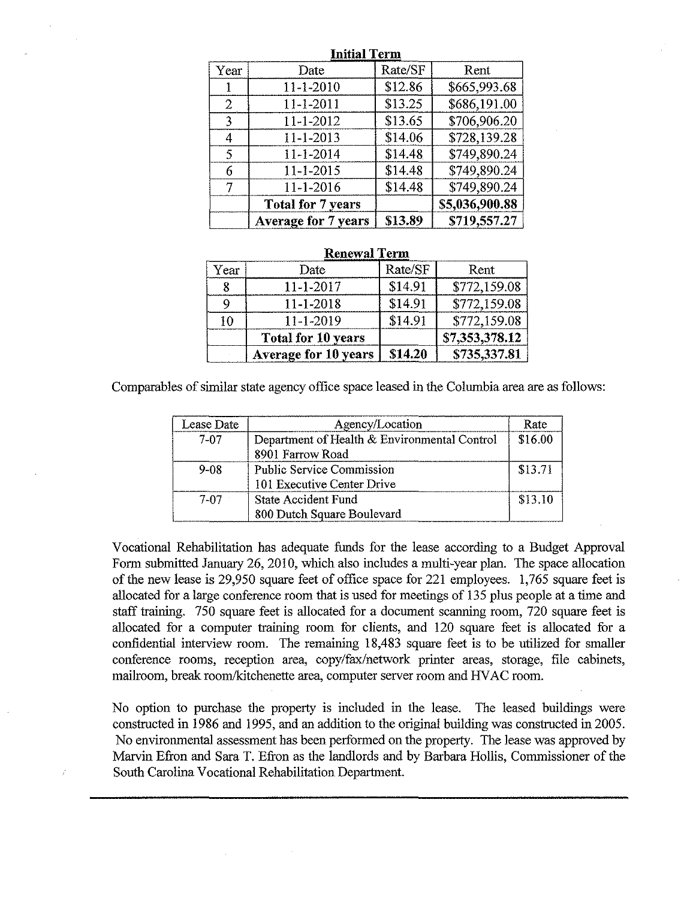**Initial Term**

| Year | Date | Rate/SF | Rent |
|---|---|---|---|
| 1 | 11-1-2010 | $12.86 | $665,993.68 |
| 2 | 11-1-2011 | $13.25 | $686,191.00 |
| 3 | 11-1-2012 | $13.65 | $706,906.20 |
| 4 | 11-1-2013 | $14.06 | $728,139.28 |
| 5 | 11-1-2014 | $14.48 | $749,890.24 |
| 6 | 11-1-2015 | $14.48 | $749,890.24 |
| 7 | 11-1-2016 | $14.48 | $749,890.24 |
| | **Total for 7 years** | | **$5,036,900.88** |
| | **Average for 7 years** | **$13.89** | **$719,557.27** |

**Renewal Term**

| Year | Date | Rate/SF | Rent |
|---|---|---|---|
| 8 | 11-1-2017 | $14.91 | $772,159.08 |
| 9 | 11-1-2018 | $14.91 | $772,159.08 |
| 10 | 11-1-2019 | $14.91 | $772,159.08 |
| | **Total for 10 years** | | **$7,353,378.12** |
| | **Average for 10 years** | **$14.20** | **$735,337.81** |

Comparables of similar state agency office space leased in the Columbia area are as follows:

| Lease Date | Agency/Location | Rate |
|---|---|---|
| 7-07 | Department of Health & Environmental Control 8901 Farrow Road | $16.00 |
| 9-08 | Public Service Commission 101 Executive Center Drive | $13.71 |
| 7-07 | State Accident Fund 800 Dutch Square Boulevard | $13.10 |

Vocational Rehabilitation has adequate funds for the lease according to a Budget Approval Form submitted January 26, 2010, which also includes a multi-year plan. The space allocation of the new lease is 29,950 square feet of office space for 221 employees. 1,765 square feet is allocated for a large conference room that is used for meetings of 135 plus people at a time and staff training. 750 square feet is allocated for a document scanning room, 720 square feet is allocated for a computer training room for clients, and 120 square feet is allocated for a confidential interview room. The remaining 18,483 square feet is to be utilized for smaller conference rooms, reception area, copy/fax/network printer areas, storage, file cabinets, mailroom, break room/kitchenette area, computer server room and HVAC room.

No option to purchase the property is included in the lease. The leased buildings were constructed in 1986 and 1995, and an addition to the original building was constructed in 2005. No environmental assessment has been performed on the property. The lease was approved by Marvin Efron and Sara T. Efron as the landlords and by Barbara Hollis, Commissioner of the South Carolina Vocational Rehabilitation Department.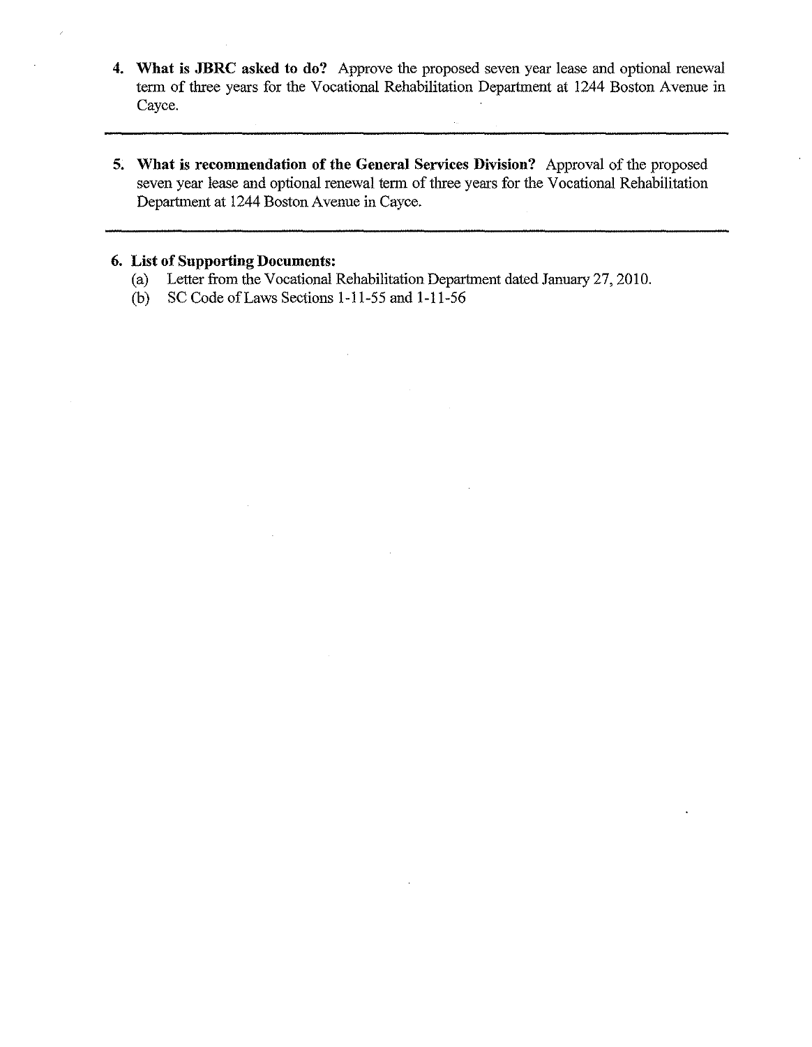4. **What is JBRC asked to do?** Approve the proposed seven year lease and optional renewal term of three years for the Vocational Rehabilitation Department at 1244 Boston Avenue in Cayce.

---

5. **What is recommendation of the General Services Division?** Approval of the proposed seven year lease and optional renewal term of three years for the Vocational Rehabilitation Department at 1244 Boston Avenue in Cayce.

---

6. **List of Supporting Documents:**
   (a) Letter from the Vocational Rehabilitation Department dated January 27, 2010.
   (b) SC Code of Laws Sections 1-11-55 and 1-11-56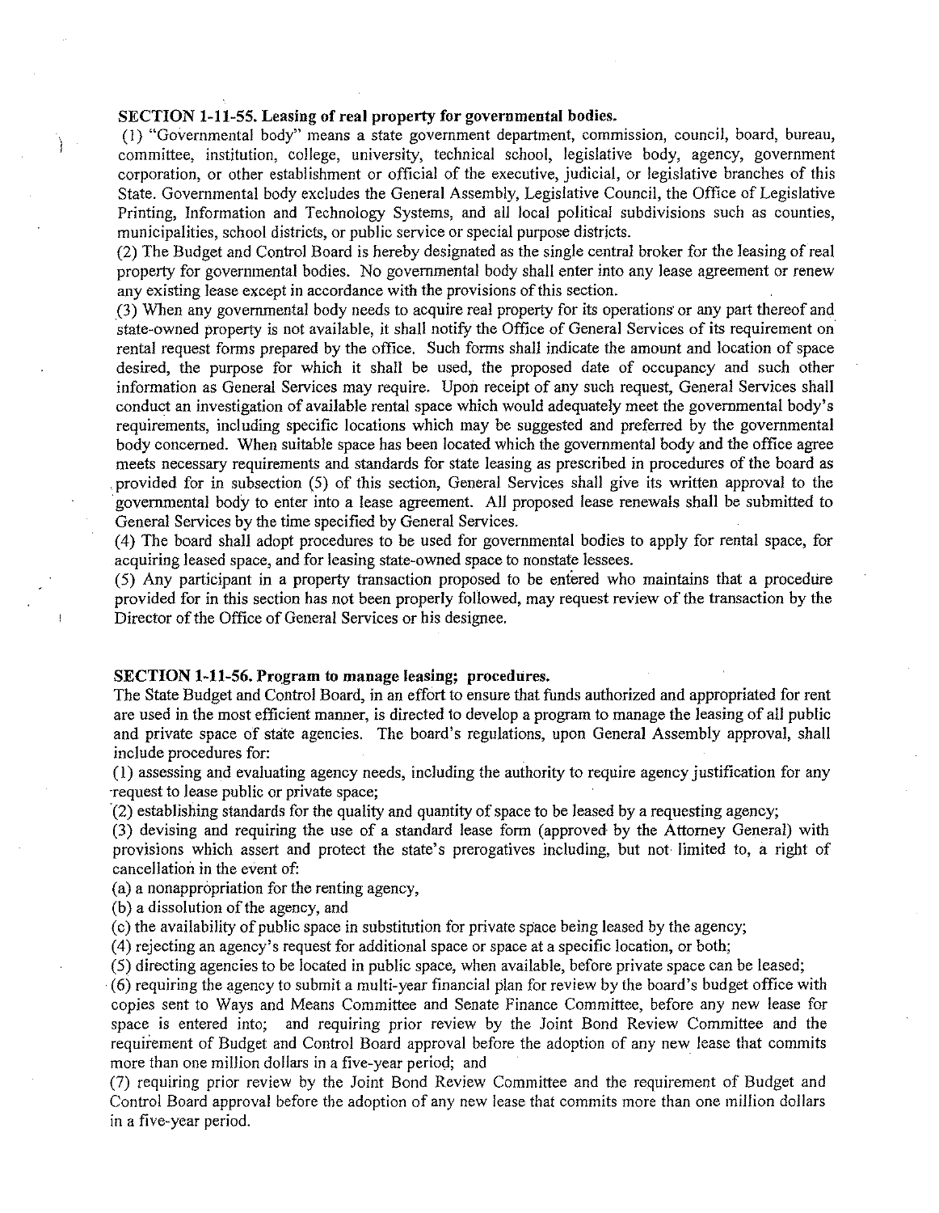**SECTION 1-11-55. Leasing of real property for governmental bodies.**

(1) "Governmental body" means a state government department, commission, council, board, bureau, committee, institution, college, university, technical school, legislative body, agency, government corporation, or other establishment or official of the executive, judicial, or legislative branches of this State. Governmental body excludes the General Assembly, Legislative Council, the Office of Legislative Printing, Information and Technology Systems, and all local political subdivisions such as counties, municipalities, school districts, or public service or special purpose districts.

(2) The Budget and Control Board is hereby designated as the single central broker for the leasing of real property for governmental bodies. No governmental body shall enter into any lease agreement or renew any existing lease except in accordance with the provisions of this section.

(3) When any governmental body needs to acquire real property for its operations or any part thereof and state-owned property is not available, it shall notify the Office of General Services of its requirement on rental request forms prepared by the office. Such forms shall indicate the amount and location of space desired, the purpose for which it shall be used, the proposed date of occupancy and such other information as General Services may require. Upon receipt of any such request, General Services shall conduct an investigation of available rental space which would adequately meet the governmental body's requirements, including specific locations which may be suggested and preferred by the governmental body concerned. When suitable space has been located which the governmental body and the office agree meets necessary requirements and standards for state leasing as prescribed in procedures of the board as provided for in subsection (5) of this section, General Services shall give its written approval to the governmental body to enter into a lease agreement. All proposed lease renewals shall be submitted to General Services by the time specified by General Services.

(4) The board shall adopt procedures to be used for governmental bodies to apply for rental space, for acquiring leased space, and for leasing state-owned space to nonstate lessees.

(5) Any participant in a property transaction proposed to be entered who maintains that a procedure provided for in this section has not been properly followed, may request review of the transaction by the Director of the Office of General Services or his designee.

**SECTION 1-11-56. Program to manage leasing; procedures.**

The State Budget and Control Board, in an effort to ensure that funds authorized and appropriated for rent are used in the most efficient manner, is directed to develop a program to manage the leasing of all public and private space of state agencies. The board's regulations, upon General Assembly approval, shall include procedures for:

(1) assessing and evaluating agency needs, including the authority to require agency justification for any request to lease public or private space;

(2) establishing standards for the quality and quantity of space to be leased by a requesting agency;

(3) devising and requiring the use of a standard lease form (approved by the Attorney General) with provisions which assert and protect the state's prerogatives including, but not limited to, a right of cancellation in the event of:

(a) a nonappropriation for the renting agency,

(b) a dissolution of the agency, and

(c) the availability of public space in substitution for private space being leased by the agency;

(4) rejecting an agency's request for additional space or space at a specific location, or both;

(5) directing agencies to be located in public space, when available, before private space can be leased;

(6) requiring the agency to submit a multi-year financial plan for review by the board's budget office with copies sent to Ways and Means Committee and Senate Finance Committee, before any new lease for space is entered into; and requiring prior review by the Joint Bond Review Committee and the requirement of Budget and Control Board approval before the adoption of any new lease that commits more than one million dollars in a five-year period; and

(7) requiring prior review by the Joint Bond Review Committee and the requirement of Budget and Control Board approval before the adoption of any new lease that commits more than one million dollars in a five-year period.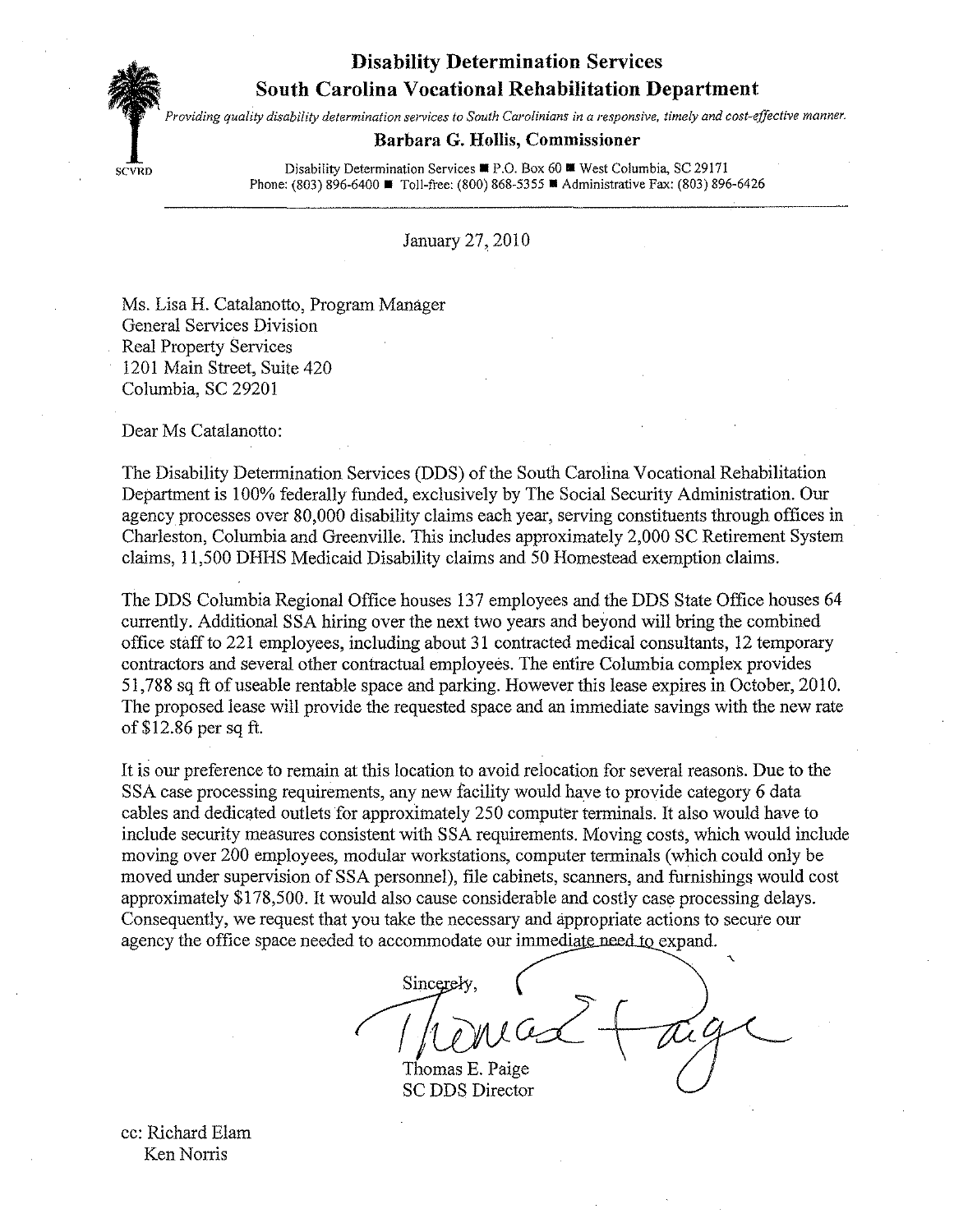# Disability Determination Services
## South Carolina Vocational Rehabilitation Department

*Providing quality disability determination services to South Carolinians in a responsive, timely and cost-effective manner.*

**Barbara G. Hollis, Commissioner**

SCVRD

Disability Determination Services ■ P.O. Box 60 ■ West Columbia, SC 29171
Phone: (803) 896-6400 ■ Toll-free: (800) 868-5355 ■ Administrative Fax: (803) 896-6426

---

January 27, 2010

Ms. Lisa H. Catalanotto, Program Manager
General Services Division
Real Property Services
1201 Main Street, Suite 420
Columbia, SC 29201

Dear Ms Catalanotto:

The Disability Determination Services (DDS) of the South Carolina Vocational Rehabilitation Department is 100% federally funded, exclusively by The Social Security Administration. Our agency processes over 80,000 disability claims each year, serving constituents through offices in Charleston, Columbia and Greenville. This includes approximately 2,000 SC Retirement System claims, 11,500 DHHS Medicaid Disability claims and 50 Homestead exemption claims.

The DDS Columbia Regional Office houses 137 employees and the DDS State Office houses 64 currently. Additional SSA hiring over the next two years and beyond will bring the combined office staff to 221 employees, including about 31 contracted medical consultants, 12 temporary contractors and several other contractual employees. The entire Columbia complex provides 51,788 sq ft of useable rentable space and parking. However this lease expires in October, 2010. The proposed lease will provide the requested space and an immediate savings with the new rate of $12.86 per sq ft.

It is our preference to remain at this location to avoid relocation for several reasons. Due to the SSA case processing requirements, any new facility would have to provide category 6 data cables and dedicated outlets for approximately 250 computer terminals. It also would have to include security measures consistent with SSA requirements. Moving costs, which would include moving over 200 employees, modular workstations, computer terminals (which could only be moved under supervision of SSA personnel), file cabinets, scanners, and furnishings would cost approximately $178,500. It would also cause considerable and costly case processing delays. Consequently, we request that you take the necessary and appropriate actions to secure our agency the office space needed to accommodate our immediate need to expand.

Sincerely,

Thomas E. Paige
SC DDS Director

cc: Richard Elam
Ken Norris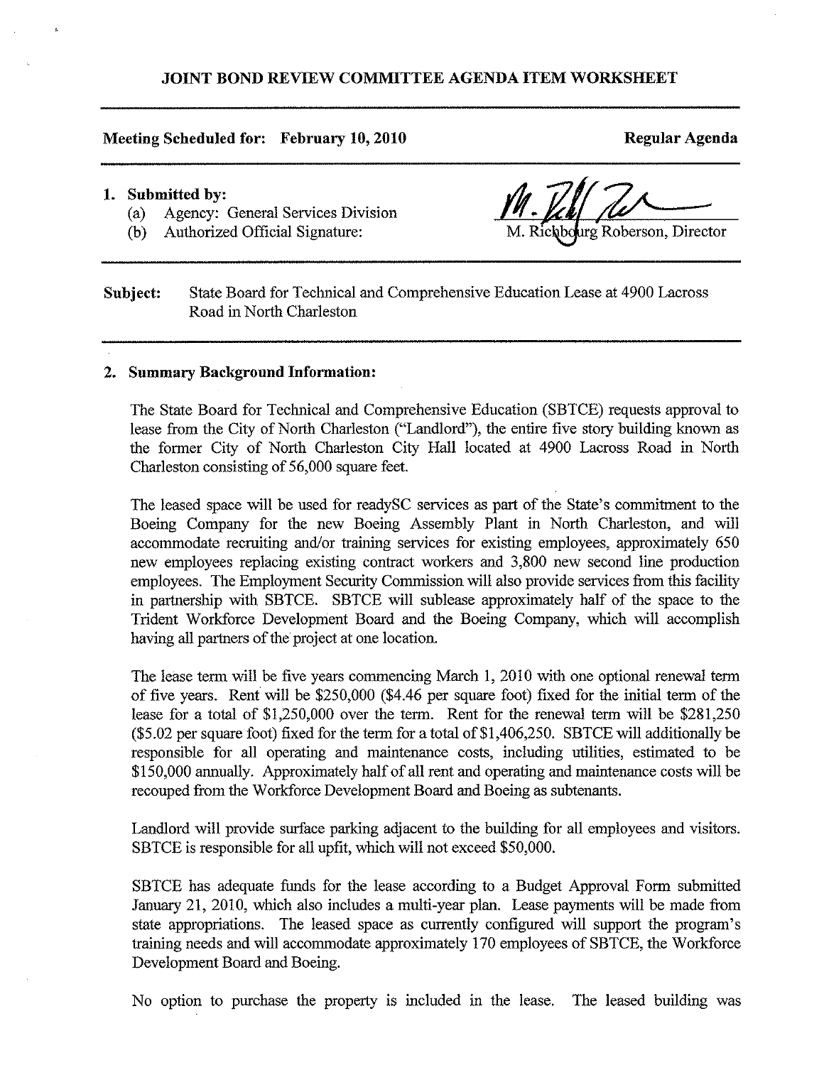## JOINT BOND REVIEW COMMITTEE AGENDA ITEM WORKSHEET

**Meeting Scheduled for: February 10, 2010** **Regular Agenda**

1. **Submitted by:**
   (a) Agency: General Services Division
   (b) Authorized Official Signature: M. Richbourg Roberson, Director

**Subject:** State Board for Technical and Comprehensive Education Lease at 4900 Lacross Road in North Charleston

2. **Summary Background Information:**

The State Board for Technical and Comprehensive Education (SBTCE) requests approval to lease from the City of North Charleston ("Landlord"), the entire five story building known as the former City of North Charleston City Hall located at 4900 Lacross Road in North Charleston consisting of 56,000 square feet.

The leased space will be used for readySC services as part of the State's commitment to the Boeing Company for the new Boeing Assembly Plant in North Charleston, and will accommodate recruiting and/or training services for existing employees, approximately 650 new employees replacing existing contract workers and 3,800 new second line production employees. The Employment Security Commission will also provide services from this facility in partnership with SBTCE. SBTCE will sublease approximately half of the space to the Trident Workforce Development Board and the Boeing Company, which will accomplish having all partners of the project at one location.

The lease term will be five years commencing March 1, 2010 with one optional renewal term of five years. Rent will be $250,000 ($4.46 per square foot) fixed for the initial term of the lease for a total of $1,250,000 over the term. Rent for the renewal term will be $281,250 ($5.02 per square foot) fixed for the term for a total of $1,406,250. SBTCE will additionally be responsible for all operating and maintenance costs, including utilities, estimated to be $150,000 annually. Approximately half of all rent and operating and maintenance costs will be recouped from the Workforce Development Board and Boeing as subtenants.

Landlord will provide surface parking adjacent to the building for all employees and visitors. SBTCE is responsible for all upfit, which will not exceed $50,000.

SBTCE has adequate funds for the lease according to a Budget Approval Form submitted January 21, 2010, which also includes a multi-year plan. Lease payments will be made from state appropriations. The leased space as currently configured will support the program's training needs and will accommodate approximately 170 employees of SBTCE, the Workforce Development Board and Boeing.

No option to purchase the property is included in the lease. The leased building was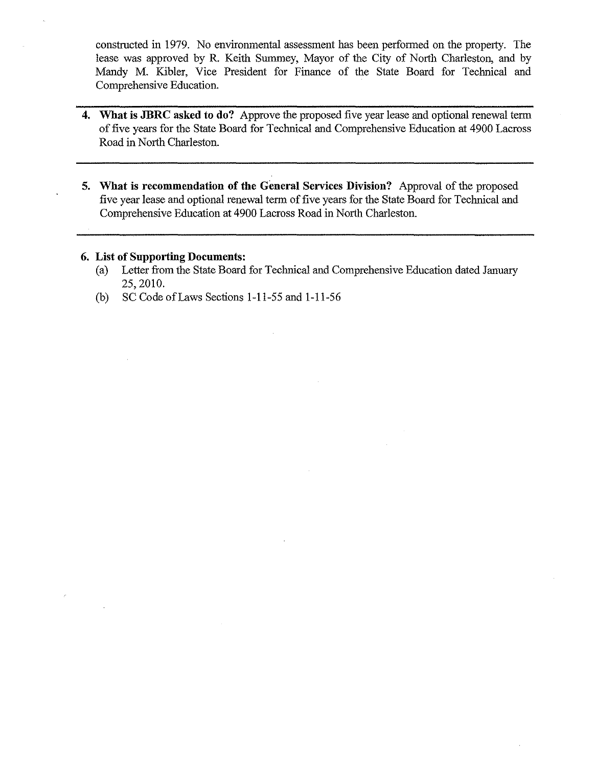constructed in 1979. No environmental assessment has been performed on the property. The lease was approved by R. Keith Summey, Mayor of the City of North Charleston, and by Mandy M. Kibler, Vice President for Finance of the State Board for Technical and Comprehensive Education.

4. **What is JBRC asked to do?** Approve the proposed five year lease and optional renewal term of five years for the State Board for Technical and Comprehensive Education at 4900 Lacross Road in North Charleston.

5. **What is recommendation of the General Services Division?** Approval of the proposed five year lease and optional renewal term of five years for the State Board for Technical and Comprehensive Education at 4900 Lacross Road in North Charleston.

6. **List of Supporting Documents:**
   (a) Letter from the State Board for Technical and Comprehensive Education dated January 25, 2010.
   (b) SC Code of Laws Sections 1-11-55 and 1-11-56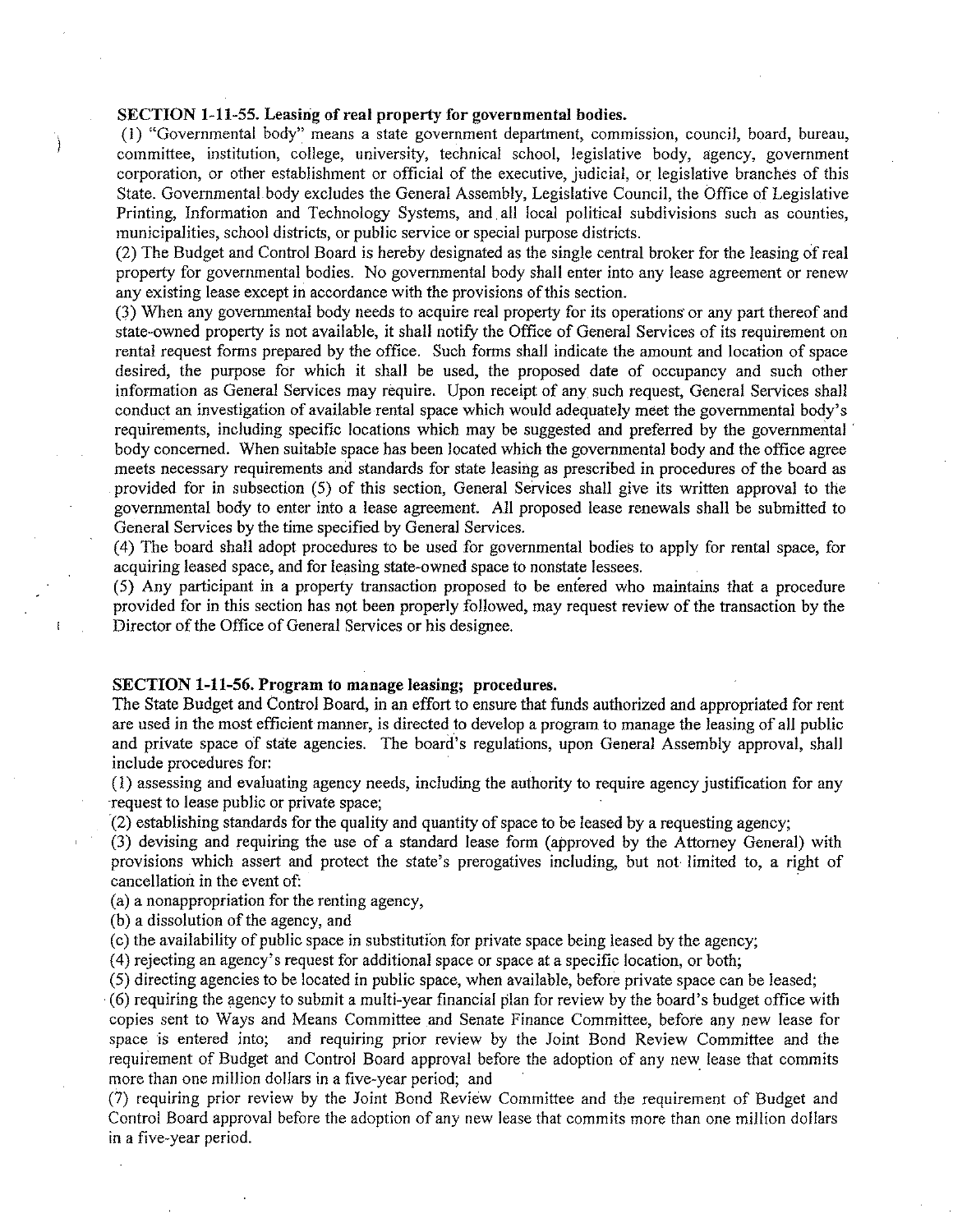**SECTION 1-11-55. Leasing of real property for governmental bodies.**

(1) "Governmental body" means a state government department, commission, council, board, bureau, committee, institution, college, university, technical school, legislative body, agency, government corporation, or other establishment or official of the executive, judicial, or legislative branches of this State. Governmental body excludes the General Assembly, Legislative Council, the Office of Legislative Printing, Information and Technology Systems, and all local political subdivisions such as counties, municipalities, school districts, or public service or special purpose districts.

(2) The Budget and Control Board is hereby designated as the single central broker for the leasing of real property for governmental bodies. No governmental body shall enter into any lease agreement or renew any existing lease except in accordance with the provisions of this section.

(3) When any governmental body needs to acquire real property for its operations or any part thereof and state-owned property is not available, it shall notify the Office of General Services of its requirement on rental request forms prepared by the office. Such forms shall indicate the amount and location of space desired, the purpose for which it shall be used, the proposed date of occupancy and such other information as General Services may require. Upon receipt of any such request, General Services shall conduct an investigation of available rental space which would adequately meet the governmental body's requirements, including specific locations which may be suggested and preferred by the governmental body concerned. When suitable space has been located which the governmental body and the office agree meets necessary requirements and standards for state leasing as prescribed in procedures of the board as provided for in subsection (5) of this section, General Services shall give its written approval to the governmental body to enter into a lease agreement. All proposed lease renewals shall be submitted to General Services by the time specified by General Services.

(4) The board shall adopt procedures to be used for governmental bodies to apply for rental space, for acquiring leased space, and for leasing state-owned space to nonstate lessees.

(5) Any participant in a property transaction proposed to be entered who maintains that a procedure provided for in this section has not been properly followed, may request review of the transaction by the Director of the Office of General Services or his designee.

**SECTION 1-11-56. Program to manage leasing; procedures.**

The State Budget and Control Board, in an effort to ensure that funds authorized and appropriated for rent are used in the most efficient manner, is directed to develop a program to manage the leasing of all public and private space of state agencies. The board's regulations, upon General Assembly approval, shall include procedures for:

(1) assessing and evaluating agency needs, including the authority to require agency justification for any request to lease public or private space;

(2) establishing standards for the quality and quantity of space to be leased by a requesting agency;

(3) devising and requiring the use of a standard lease form (approved by the Attorney General) with provisions which assert and protect the state's prerogatives including, but not limited to, a right of cancellation in the event of:

(a) a nonappropriation for the renting agency,

(b) a dissolution of the agency, and

(c) the availability of public space in substitution for private space being leased by the agency;

(4) rejecting an agency's request for additional space or space at a specific location, or both;

(5) directing agencies to be located in public space, when available, before private space can be leased;

(6) requiring the agency to submit a multi-year financial plan for review by the board's budget office with copies sent to Ways and Means Committee and Senate Finance Committee, before any new lease for space is entered into; and requiring prior review by the Joint Bond Review Committee and the requirement of Budget and Control Board approval before the adoption of any new lease that commits more than one million dollars in a five-year period; and

(7) requiring prior review by the Joint Bond Review Committee and the requirement of Budget and Control Board approval before the adoption of any new lease that commits more than one million dollars in a five-year period.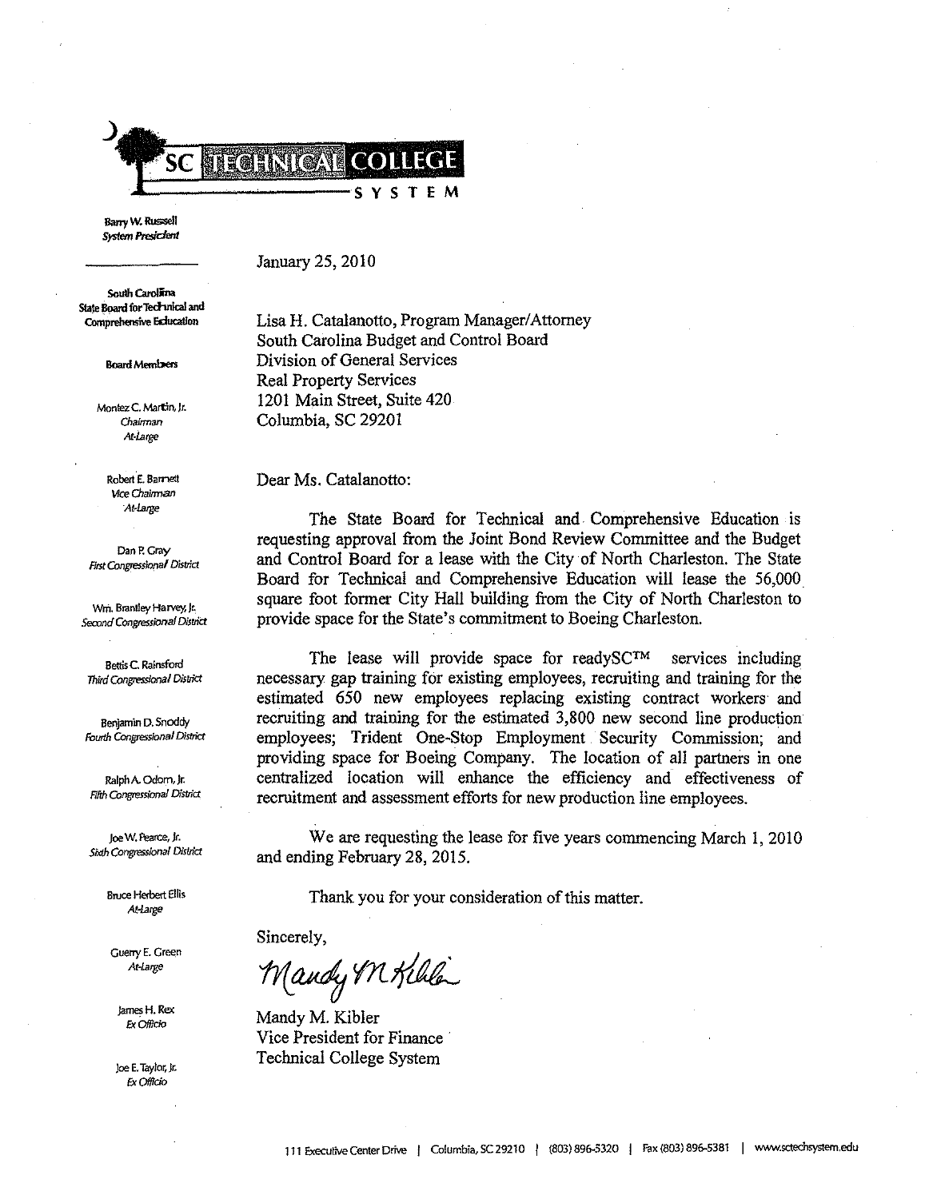SC TECHNICAL COLLEGE SYSTEM

Barry W. Russell
*System President*

South Carolina State Board for Technical and Comprehensive Education

Board Members

Montez C. Martin, Jr.
*Chairman*
*At-Large*

Robert E. Barnett
*Vice Chairman*
*At-Large*

Dan P. Gray
*First Congressional District*

Wm. Brantley Harvey, Jr.
*Second Congressional District*

Bettis C. Rainsford
*Third Congressional District*

Benjamin D. Snoddy
*Fourth Congressional District*

Ralph A. Odom, Jr.
*Fifth Congressional District*

Joe W. Pearce, Jr.
*Sixth Congressional District*

Bruce Herbert Ellis
*At-Large*

Guerry E. Green
*At-Large*

James H. Rex
*Ex Officio*

Joe E. Taylor, Jr.
*Ex Officio*

January 25, 2010

Lisa H. Catalanotto, Program Manager/Attorney
South Carolina Budget and Control Board
Division of General Services
Real Property Services
1201 Main Street, Suite 420
Columbia, SC 29201

Dear Ms. Catalanotto:

The State Board for Technical and Comprehensive Education is requesting approval from the Joint Bond Review Committee and the Budget and Control Board for a lease with the City of North Charleston. The State Board for Technical and Comprehensive Education will lease the 56,000 square foot former City Hall building from the City of North Charleston to provide space for the State's commitment to Boeing Charleston.

The lease will provide space for readySC™ services including necessary gap training for existing employees, recruiting and training for the estimated 650 new employees replacing existing contract workers and recruiting and training for the estimated 3,800 new second line production employees; Trident One-Stop Employment Security Commission; and providing space for Boeing Company. The location of all partners in one centralized location will enhance the efficiency and effectiveness of recruitment and assessment efforts for new production line employees.

We are requesting the lease for five years commencing March 1, 2010 and ending February 28, 2015.

Thank you for your consideration of this matter.

Sincerely,

*Mandy M. Kibler*

Mandy M. Kibler
Vice President for Finance
Technical College System

111 Executive Center Drive | Columbia, SC 29210 | (803) 896-5320 | Fax (803) 896-5381 | www.sctechsystem.edu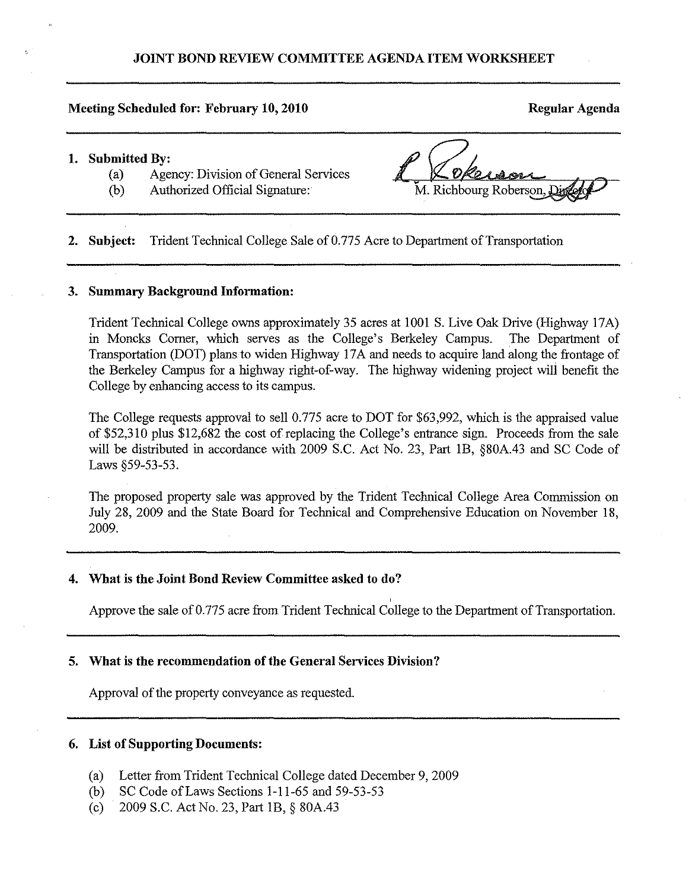# JOINT BOND REVIEW COMMITTEE AGENDA ITEM WORKSHEET

**Meeting Scheduled for: February 10, 2010** **Regular Agenda**

1. **Submitted By:**
   - (a) Agency: Division of General Services
   - (b) Authorized Official Signature: M. Richbourg Roberson, Director

2. **Subject:** Trident Technical College Sale of 0.775 Acre to Department of Transportation

3. **Summary Background Information:**

   Trident Technical College owns approximately 35 acres at 1001 S. Live Oak Drive (Highway 17A) in Moncks Corner, which serves as the College's Berkeley Campus. The Department of Transportation (DOT) plans to widen Highway 17A and needs to acquire land along the frontage of the Berkeley Campus for a highway right-of-way. The highway widening project will benefit the College by enhancing access to its campus.

   The College requests approval to sell 0.775 acre to DOT for $63,992, which is the appraised value of $52,310 plus $12,682 the cost of replacing the College's entrance sign. Proceeds from the sale will be distributed in accordance with 2009 S.C. Act No. 23, Part 1B, §80A.43 and SC Code of Laws §59-53-53.

   The proposed property sale was approved by the Trident Technical College Area Commission on July 28, 2009 and the State Board for Technical and Comprehensive Education on November 18, 2009.

4. **What is the Joint Bond Review Committee asked to do?**

   Approve the sale of 0.775 acre from Trident Technical College to the Department of Transportation.

5. **What is the recommendation of the General Services Division?**

   Approval of the property conveyance as requested.

6. **List of Supporting Documents:**
   - (a) Letter from Trident Technical College dated December 9, 2009
   - (b) SC Code of Laws Sections 1-11-65 and 59-53-53
   - (c) 2009 S.C. Act No. 23, Part 1B, § 80A.43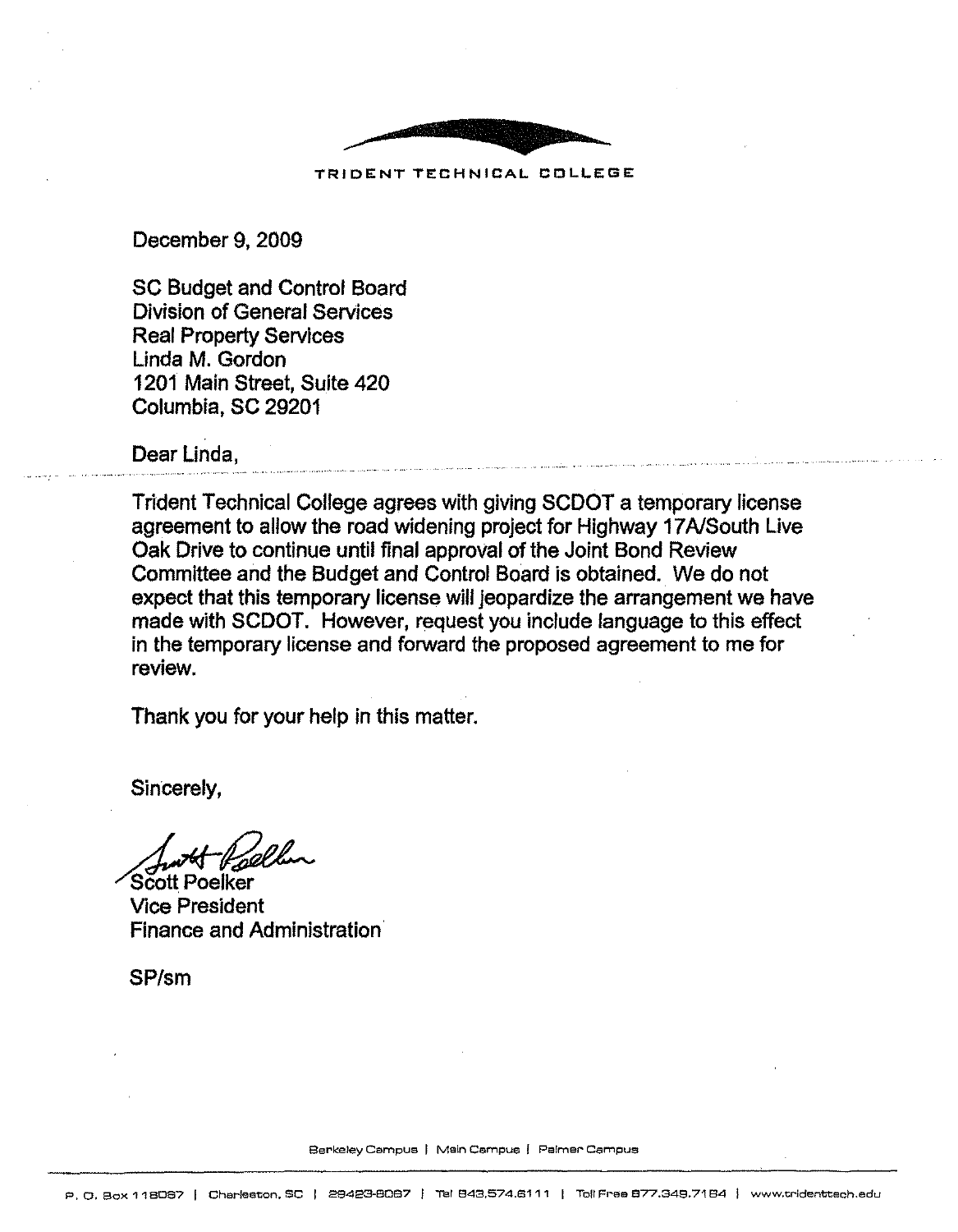TRIDENT TECHNICAL COLLEGE

December 9, 2009

SC Budget and Control Board
Division of General Services
Real Property Services
Linda M. Gordon
1201 Main Street, Suite 420
Columbia, SC 29201

Dear Linda,

Trident Technical College agrees with giving SCDOT a temporary license agreement to allow the road widening project for Highway 17A/South Live Oak Drive to continue until final approval of the Joint Bond Review Committee and the Budget and Control Board is obtained. We do not expect that this temporary license will jeopardize the arrangement we have made with SCDOT. However, request you include language to this effect in the temporary license and forward the proposed agreement to me for review.

Thank you for your help in this matter.

Sincerely,

Scott Poelker
Vice President
Finance and Administration

SP/sm

Berkeley Campus | Main Campus | Palmer Campus

P. O. Box 118067 | Charleston, SC | 29423-8067 | Tel 843.574.6111 | Toll Free 877.349.7184 | www.tridenttech.edu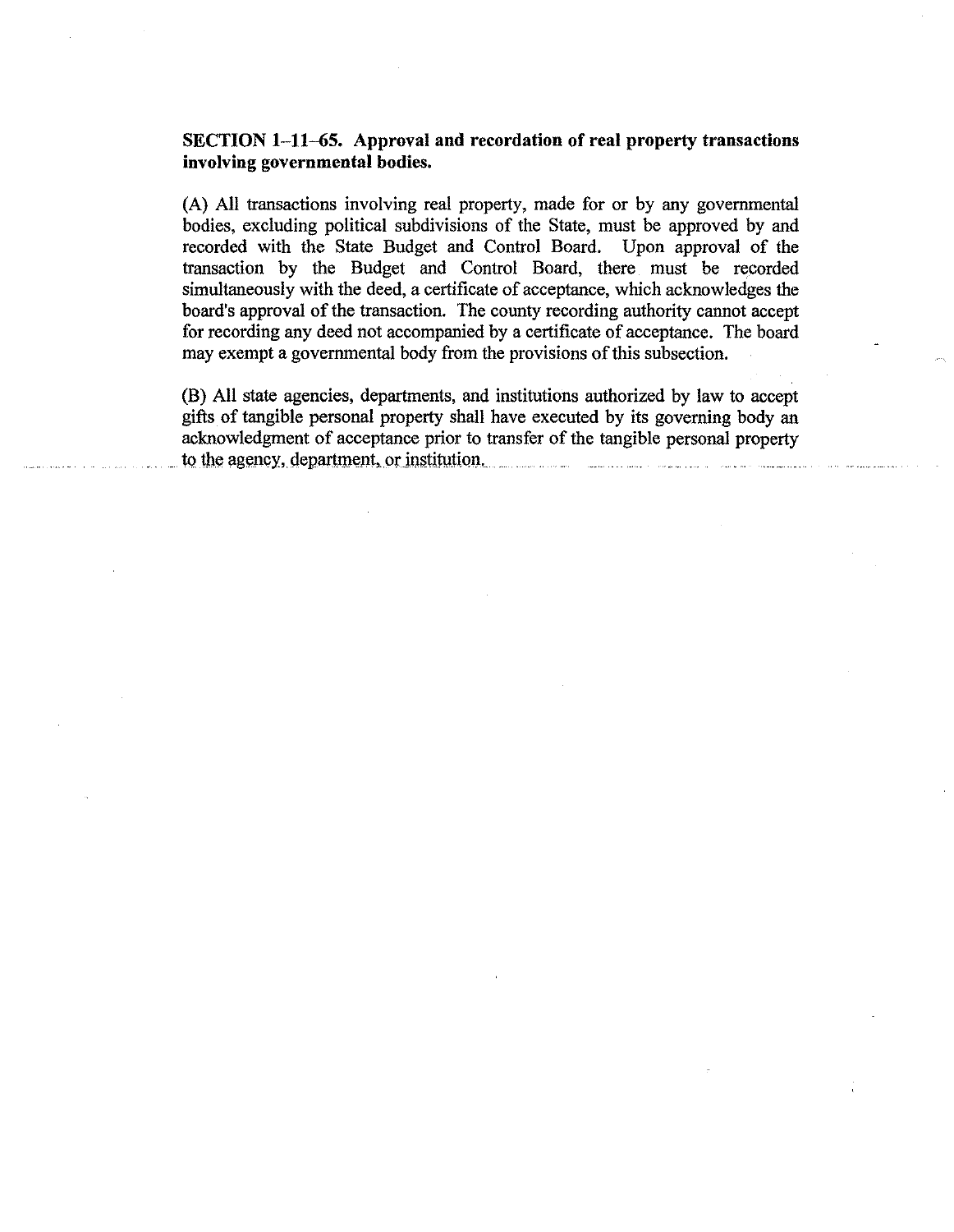**SECTION 1–11–65. Approval and recordation of real property transactions involving governmental bodies.**

(A) All transactions involving real property, made for or by any governmental bodies, excluding political subdivisions of the State, must be approved by and recorded with the State Budget and Control Board. Upon approval of the transaction by the Budget and Control Board, there must be recorded simultaneously with the deed, a certificate of acceptance, which acknowledges the board's approval of the transaction. The county recording authority cannot accept for recording any deed not accompanied by a certificate of acceptance. The board may exempt a governmental body from the provisions of this subsection.

(B) All state agencies, departments, and institutions authorized by law to accept gifts of tangible personal property shall have executed by its governing body an acknowledgment of acceptance prior to transfer of the tangible personal property to the agency, department, or institution.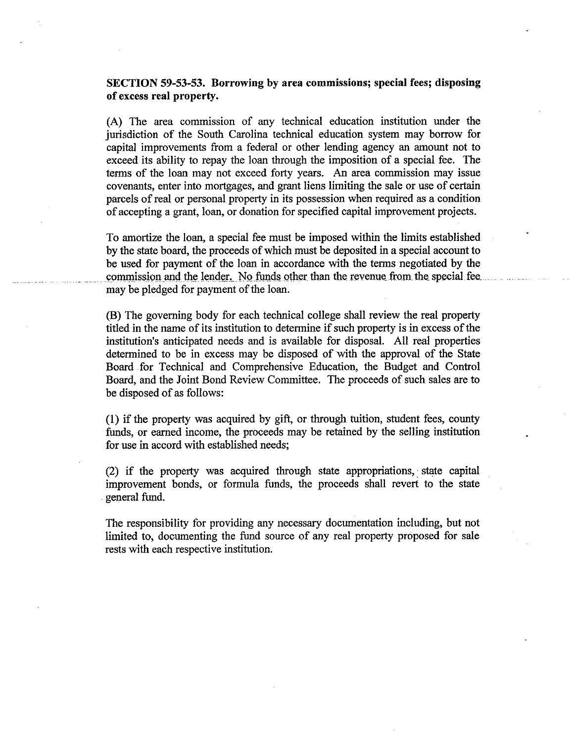**SECTION 59-53-53. Borrowing by area commissions; special fees; disposing of excess real property.**

(A) The area commission of any technical education institution under the jurisdiction of the South Carolina technical education system may borrow for capital improvements from a federal or other lending agency an amount not to exceed its ability to repay the loan through the imposition of a special fee. The terms of the loan may not exceed forty years. An area commission may issue covenants, enter into mortgages, and grant liens limiting the sale or use of certain parcels of real or personal property in its possession when required as a condition of accepting a grant, loan, or donation for specified capital improvement projects.

To amortize the loan, a special fee must be imposed within the limits established by the state board, the proceeds of which must be deposited in a special account to be used for payment of the loan in accordance with the terms negotiated by the commission and the lender. No funds other than the revenue from the special fee may be pledged for payment of the loan.

(B) The governing body for each technical college shall review the real property titled in the name of its institution to determine if such property is in excess of the institution's anticipated needs and is available for disposal. All real properties determined to be in excess may be disposed of with the approval of the State Board for Technical and Comprehensive Education, the Budget and Control Board, and the Joint Bond Review Committee. The proceeds of such sales are to be disposed of as follows:

(1) if the property was acquired by gift, or through tuition, student fees, county funds, or earned income, the proceeds may be retained by the selling institution for use in accord with established needs;

(2) if the property was acquired through state appropriations, state capital improvement bonds, or formula funds, the proceeds shall revert to the state general fund.

The responsibility for providing any necessary documentation including, but not limited to, documenting the fund source of any real property proposed for sale rests with each respective institution.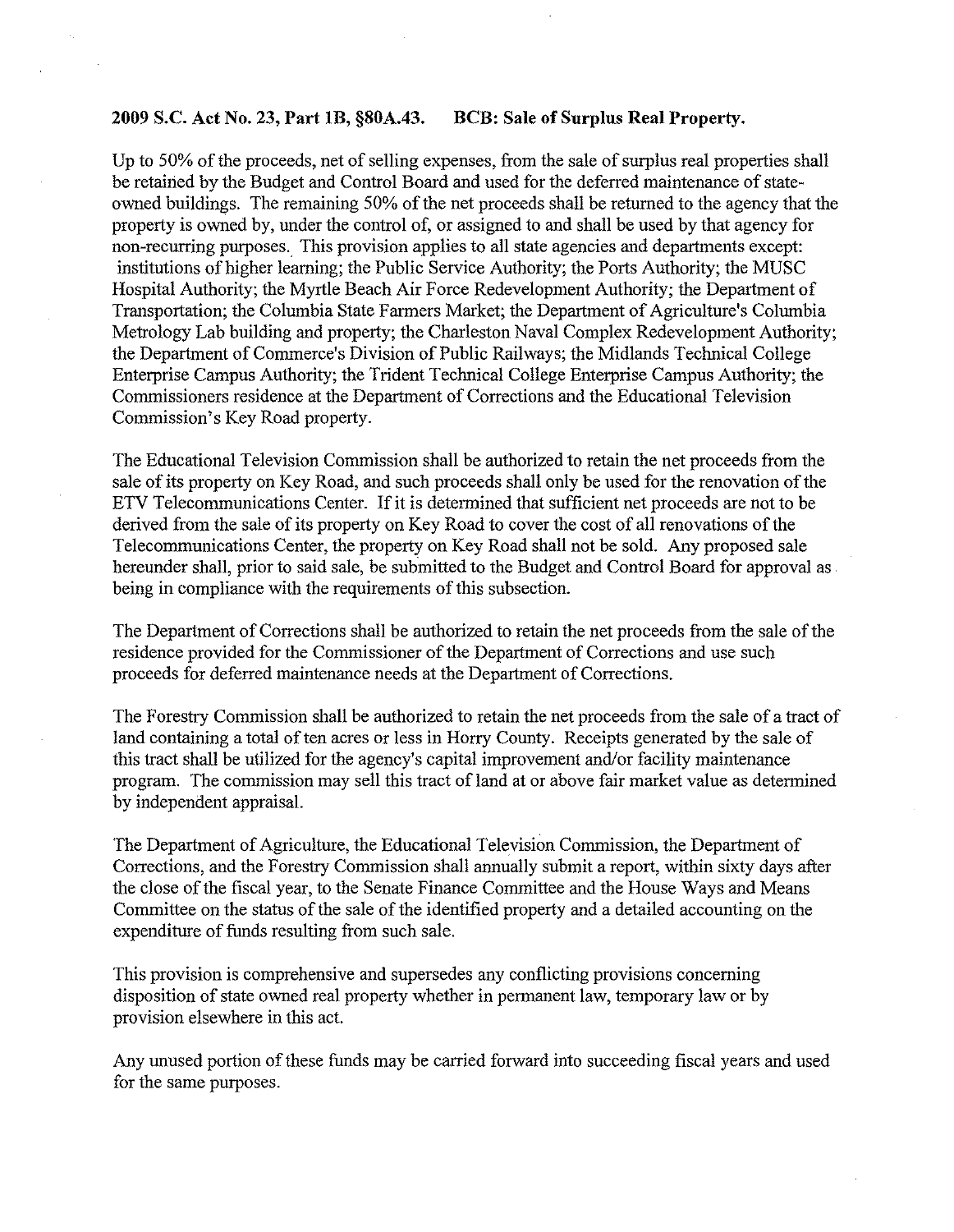**2009 S.C. Act No. 23, Part 1B, §80A.43. BCB: Sale of Surplus Real Property.**

Up to 50% of the proceeds, net of selling expenses, from the sale of surplus real properties shall be retained by the Budget and Control Board and used for the deferred maintenance of state-owned buildings. The remaining 50% of the net proceeds shall be returned to the agency that the property is owned by, under the control of, or assigned to and shall be used by that agency for non-recurring purposes. This provision applies to all state agencies and departments except: institutions of higher learning; the Public Service Authority; the Ports Authority; the MUSC Hospital Authority; the Myrtle Beach Air Force Redevelopment Authority; the Department of Transportation; the Columbia State Farmers Market; the Department of Agriculture's Columbia Metrology Lab building and property; the Charleston Naval Complex Redevelopment Authority; the Department of Commerce's Division of Public Railways; the Midlands Technical College Enterprise Campus Authority; the Trident Technical College Enterprise Campus Authority; the Commissioners residence at the Department of Corrections and the Educational Television Commission's Key Road property.

The Educational Television Commission shall be authorized to retain the net proceeds from the sale of its property on Key Road, and such proceeds shall only be used for the renovation of the ETV Telecommunications Center. If it is determined that sufficient net proceeds are not to be derived from the sale of its property on Key Road to cover the cost of all renovations of the Telecommunications Center, the property on Key Road shall not be sold. Any proposed sale hereunder shall, prior to said sale, be submitted to the Budget and Control Board for approval as being in compliance with the requirements of this subsection.

The Department of Corrections shall be authorized to retain the net proceeds from the sale of the residence provided for the Commissioner of the Department of Corrections and use such proceeds for deferred maintenance needs at the Department of Corrections.

The Forestry Commission shall be authorized to retain the net proceeds from the sale of a tract of land containing a total of ten acres or less in Horry County. Receipts generated by the sale of this tract shall be utilized for the agency's capital improvement and/or facility maintenance program. The commission may sell this tract of land at or above fair market value as determined by independent appraisal.

The Department of Agriculture, the Educational Television Commission, the Department of Corrections, and the Forestry Commission shall annually submit a report, within sixty days after the close of the fiscal year, to the Senate Finance Committee and the House Ways and Means Committee on the status of the sale of the identified property and a detailed accounting on the expenditure of funds resulting from such sale.

This provision is comprehensive and supersedes any conflicting provisions concerning disposition of state owned real property whether in permanent law, temporary law or by provision elsewhere in this act.

Any unused portion of these funds may be carried forward into succeeding fiscal years and used for the same purposes.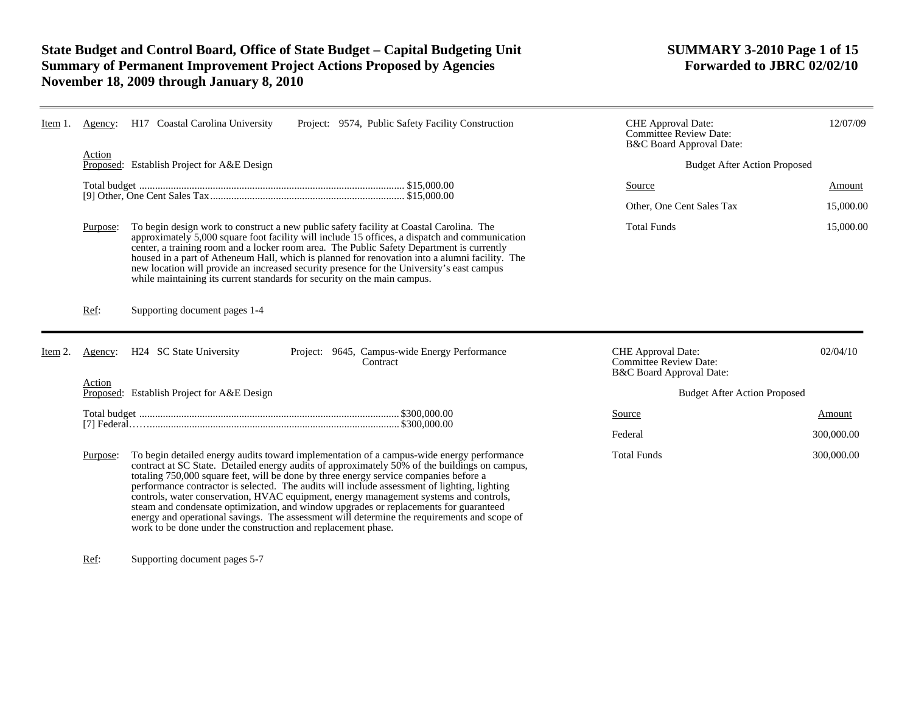# State Budget and Control Board, Office of State Budget – Capital Budgeting Unit
## Summary of Permanent Improvement Project Actions Proposed by Agencies
## November 18, 2009 through January 8, 2010

**SUMMARY 3-2010 Page 1 of 15**
**Forwarded to JBRC 02/02/10**

---

Item 1. Agency: H17 Coastal Carolina University  Project: 9574, Public Safety Facility Construction

CHE Approval Date: 12/07/09
Committee Review Date:
B&C Board Approval Date:

Action Proposed: Establish Project for A&E Design

Total budget .................................................................................................. $15,000.00
[9] Other, One Cent Sales Tax.......................................................................... $15,000.00

Budget After Action Proposed

| Source | Amount |
|---|---|
| Other, One Cent Sales Tax | 15,000.00 |
| Total Funds | 15,000.00 |

Purpose: To begin design work to construct a new public safety facility at Coastal Carolina. The approximately 5,000 square foot facility will include 15 offices, a dispatch and communication center, a training room and a locker room area. The Public Safety Department is currently housed in a part of Atheneum Hall, which is planned for renovation into a alumni facility. The new location will provide an increased security presence for the University's east campus while maintaining its current standards for security on the main campus.

Ref: Supporting document pages 1-4

---

Item 2. Agency: H24 SC State University  Project: 9645, Campus-wide Energy Performance Contract

CHE Approval Date: 02/04/10
Committee Review Date:
B&C Board Approval Date:

Action Proposed: Establish Project for A&E Design

Total budget .................................................................................................. $300,000.00
[7] Federal……............................................................................................... $300,000.00

Budget After Action Proposed

| Source | Amount |
|---|---|
| Federal | 300,000.00 |
| Total Funds | 300,000.00 |

Purpose: To begin detailed energy audits toward implementation of a campus-wide energy performance contract at SC State. Detailed energy audits of approximately 50% of the buildings on campus, totaling 750,000 square feet, will be done by three energy service companies before a performance contractor is selected. The audits will include assessment of lighting, lighting controls, water conservation, HVAC equipment, energy management systems and controls, steam and condensate optimization, and window upgrades or replacements for guaranteed energy and operational savings. The assessment will determine the requirements and scope of work to be done under the construction and replacement phase.

Ref: Supporting document pages 5-7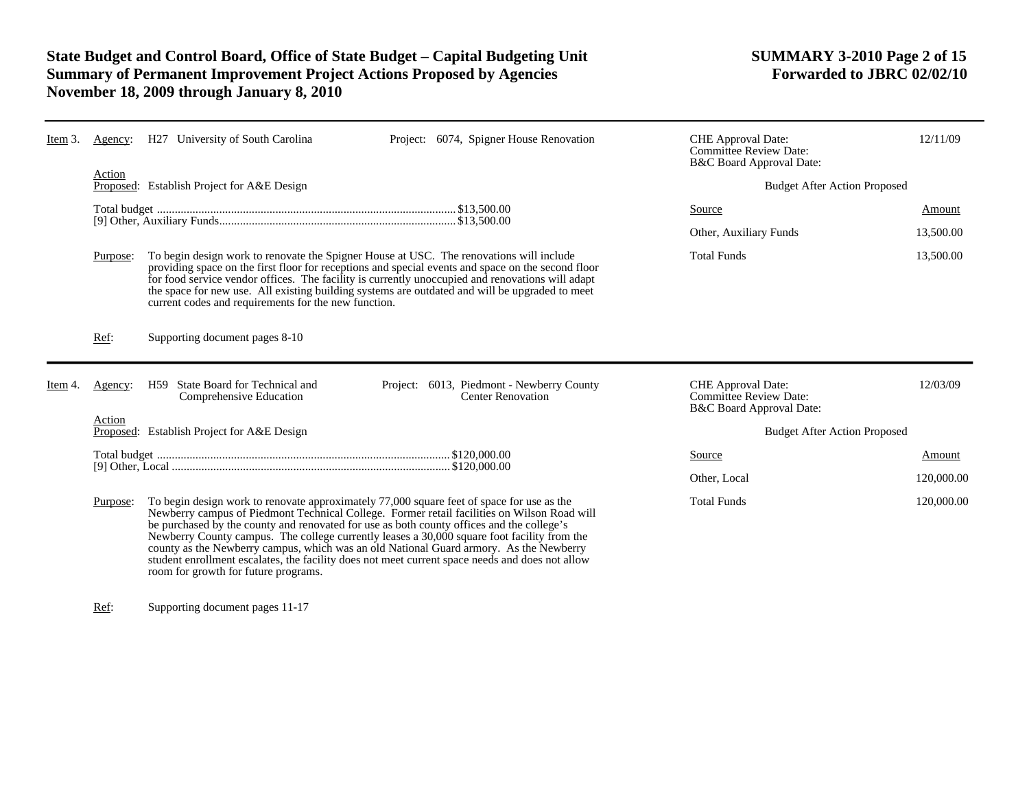**Item 3.** Agency: H27 University of South Carolina — Project: 6074, Spigner House Renovation

CHE Approval Date: 12/11/09
Committee Review Date:
B&C Board Approval Date:

Action Proposed: Establish Project for A&E Design

Total budget ..... $13,500.00
[9] Other, Auxiliary Funds ..... $13,500.00

Budget After Action Proposed

| Source | Amount |
| --- | --- |
| Other, Auxiliary Funds | 13,500.00 |
| Total Funds | 13,500.00 |

Purpose: To begin design work to renovate the Spigner House at USC. The renovations will include providing space on the first floor for receptions and special events and space on the second floor for food service vendor offices. The facility is currently unoccupied and renovations will adapt the space for new use. All existing building systems are outdated and will be upgraded to meet current codes and requirements for the new function.

Ref: Supporting document pages 8-10

---

**Item 4.** Agency: H59 State Board for Technical and Comprehensive Education — Project: 6013, Piedmont - Newberry County Center Renovation

CHE Approval Date: 12/03/09
Committee Review Date:
B&C Board Approval Date:

Action Proposed: Establish Project for A&E Design

Total budget ..... $120,000.00
[9] Other, Local ..... $120,000.00

Budget After Action Proposed

| Source | Amount |
| --- | --- |
| Other, Local | 120,000.00 |
| Total Funds | 120,000.00 |

Purpose: To begin design work to renovate approximately 77,000 square feet of space for use as the Newberry campus of Piedmont Technical College. Former retail facilities on Wilson Road will be purchased by the county and renovated for use as both county offices and the college's Newberry County campus. The college currently leases a 30,000 square foot facility from the county as the Newberry campus, which was an old National Guard armory. As the Newberry student enrollment escalates, the facility does not meet current space needs and does not allow room for growth for future programs.

Ref: Supporting document pages 11-17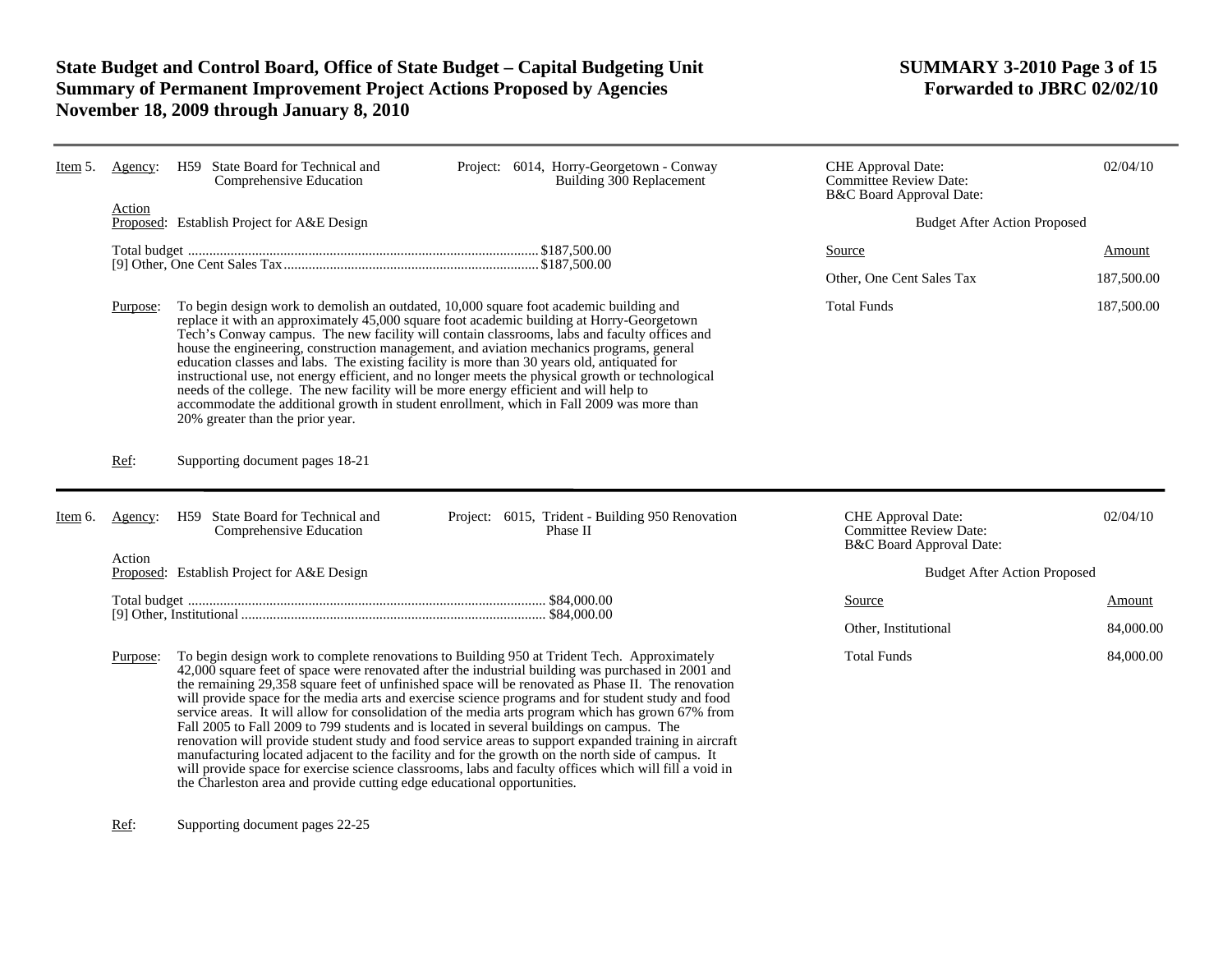**Item 5.** Agency: H59 State Board for Technical and Comprehensive Education

Project: 6014, Horry-Georgetown - Conway Building 300 Replacement

CHE Approval Date: 02/04/10
Committee Review Date:
B&C Board Approval Date:

Action Proposed: Establish Project for A&E Design

Total budget ........................................................ $187,500.00
[9] Other, One Cent Sales Tax ........................................ $187,500.00

**Budget After Action Proposed**

| Source | Amount |
|---|---|
| Other, One Cent Sales Tax | 187,500.00 |
| Total Funds | 187,500.00 |

Purpose: To begin design work to demolish an outdated, 10,000 square foot academic building and replace it with an approximately 45,000 square foot academic building at Horry-Georgetown Tech's Conway campus. The new facility will contain classrooms, labs and faculty offices and house the engineering, construction management, and aviation mechanics programs, general education classes and labs. The existing facility is more than 30 years old, antiquated for instructional use, not energy efficient, and no longer meets the physical growth or technological needs of the college. The new facility will be more energy efficient and will help to accommodate the additional growth in student enrollment, which in Fall 2009 was more than 20% greater than the prior year.

Ref: Supporting document pages 18-21

---

**Item 6.** Agency: H59 State Board for Technical and Comprehensive Education

Project: 6015, Trident - Building 950 Renovation Phase II

CHE Approval Date: 02/04/10
Committee Review Date:
B&C Board Approval Date:

Action Proposed: Establish Project for A&E Design

Total budget ........................................................ $84,000.00
[9] Other, Institutional ............................................... $84,000.00

**Budget After Action Proposed**

| Source | Amount |
|---|---|
| Other, Institutional | 84,000.00 |
| Total Funds | 84,000.00 |

Purpose: To begin design work to complete renovations to Building 950 at Trident Tech. Approximately 42,000 square feet of space were renovated after the industrial building was purchased in 2001 and the remaining 29,358 square feet of unfinished space will be renovated as Phase II. The renovation will provide space for the media arts and exercise science programs and for student study and food service areas. It will allow for consolidation of the media arts program which has grown 67% from Fall 2005 to Fall 2009 to 799 students and is located in several buildings on campus. The renovation will provide student study and food service areas to support expanded training in aircraft manufacturing located adjacent to the facility and for the growth on the north side of campus. It will provide space for exercise science classrooms, labs and faculty offices which will fill a void in the Charleston area and provide cutting edge educational opportunities.

Ref: Supporting document pages 22-25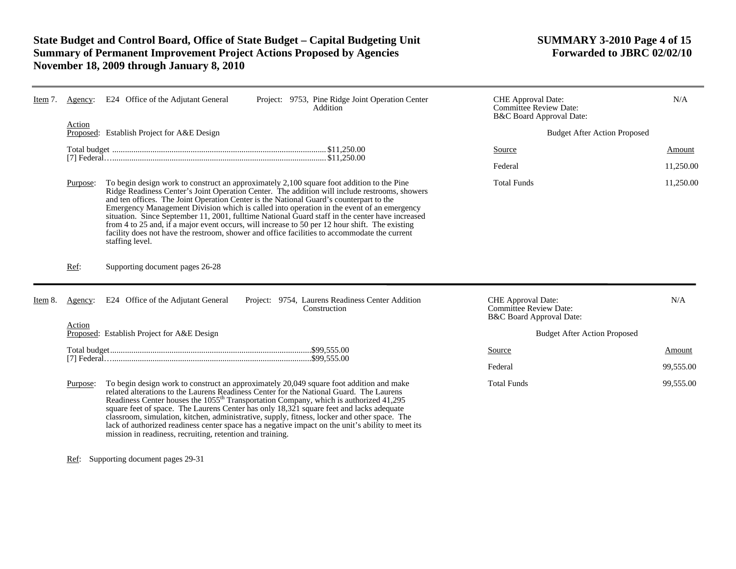**Item 7.** Agency: E24 Office of the Adjutant General Project: 9753, Pine Ridge Joint Operation Center Addition

| | |
|---|---|
| CHE Approval Date: | N/A |
| Committee Review Date: | |
| B&C Board Approval Date: | |

Action Proposed: Establish Project for A&E Design

Total budget ..................................................... $11,250.00
[7] Federal..................................................... $11,250.00

Budget After Action Proposed

| Source | Amount |
|---|---|
| Federal | 11,250.00 |
| Total Funds | 11,250.00 |

Purpose: To begin design work to construct an approximately 2,100 square foot addition to the Pine Ridge Readiness Center's Joint Operation Center. The addition will include restrooms, showers and ten offices. The Joint Operation Center is the National Guard's counterpart to the Emergency Management Division which is called into operation in the event of an emergency situation. Since September 11, 2001, fulltime National Guard staff in the center have increased from 4 to 25 and, if a major event occurs, will increase to 50 per 12 hour shift. The existing facility does not have the restroom, shower and office facilities to accommodate the current staffing level.

Ref: Supporting document pages 26-28

---

**Item 8.** Agency: E24 Office of the Adjutant General Project: 9754, Laurens Readiness Center Addition Construction

| | |
|---|---|
| CHE Approval Date: | N/A |
| Committee Review Date: | |
| B&C Board Approval Date: | |

Action Proposed: Establish Project for A&E Design

Total budget..................................................... $99,555.00
[7] Federal..................................................... $99,555.00

Budget After Action Proposed

| Source | Amount |
|---|---|
| Federal | 99,555.00 |
| Total Funds | 99,555.00 |

Purpose: To begin design work to construct an approximately 20,049 square foot addition and make related alterations to the Laurens Readiness Center for the National Guard. The Laurens Readiness Center houses the 1055th Transportation Company, which is authorized 41,295 square feet of space. The Laurens Center has only 18,321 square feet and lacks adequate classroom, simulation, kitchen, administrative, supply, fitness, locker and other space. The lack of authorized readiness center space has a negative impact on the unit's ability to meet its mission in readiness, recruiting, retention and training.

Ref: Supporting document pages 29-31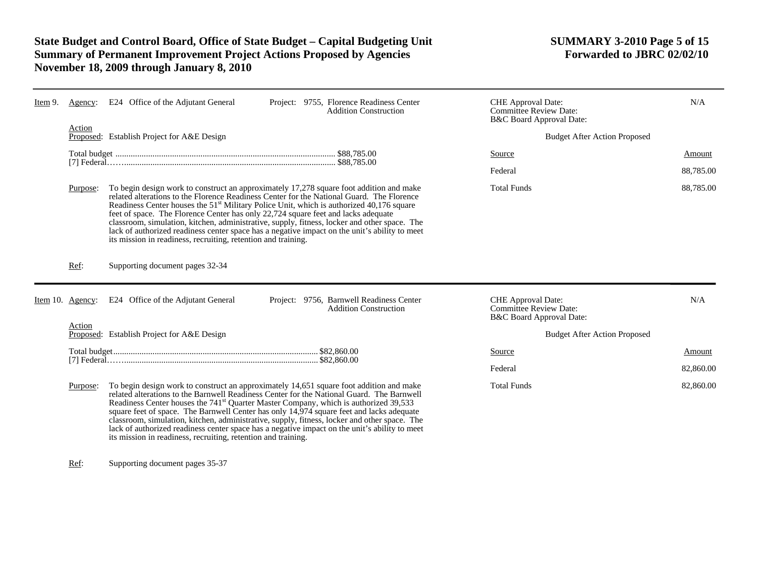**Item 9.** Agency: E24 Office of the Adjutant General

Project: 9755, Florence Readiness Center Addition Construction

CHE Approval Date: N/A
Committee Review Date:
B&C Board Approval Date:

Action Proposed: Establish Project for A&E Design

Total budget ..................................................... $88,785.00
[7] Federal…….................................................. $88,785.00

Budget After Action Proposed

| Source | Amount |
|---|---|
| Federal | 88,785.00 |
| Total Funds | 88,785.00 |

Purpose: To begin design work to construct an approximately 17,278 square foot addition and make related alterations to the Florence Readiness Center for the National Guard. The Florence Readiness Center houses the 51st Military Police Unit, which is authorized 40,176 square feet of space. The Florence Center has only 22,724 square feet and lacks adequate classroom, simulation, kitchen, administrative, supply, fitness, locker and other space. The lack of authorized readiness center space has a negative impact on the unit's ability to meet its mission in readiness, recruiting, retention and training.

Ref: Supporting document pages 32-34

---

**Item 10.** Agency: E24 Office of the Adjutant General

Project: 9756, Barnwell Readiness Center Addition Construction

CHE Approval Date: N/A
Committee Review Date:
B&C Board Approval Date:

Action Proposed: Establish Project for A&E Design

Total budget..................................................... $82,860.00
[7] Federal…….................................................. $82,860.00

Budget After Action Proposed

| Source | Amount |
|---|---|
| Federal | 82,860.00 |
| Total Funds | 82,860.00 |

Purpose: To begin design work to construct an approximately 14,651 square foot addition and make related alterations to the Barnwell Readiness Center for the National Guard. The Barnwell Readiness Center houses the 741st Quarter Master Company, which is authorized 39,533 square feet of space. The Barnwell Center has only 14,974 square feet and lacks adequate classroom, simulation, kitchen, administrative, supply, fitness, locker and other space. The lack of authorized readiness center space has a negative impact on the unit's ability to meet its mission in readiness, recruiting, retention and training.

Ref: Supporting document pages 35-37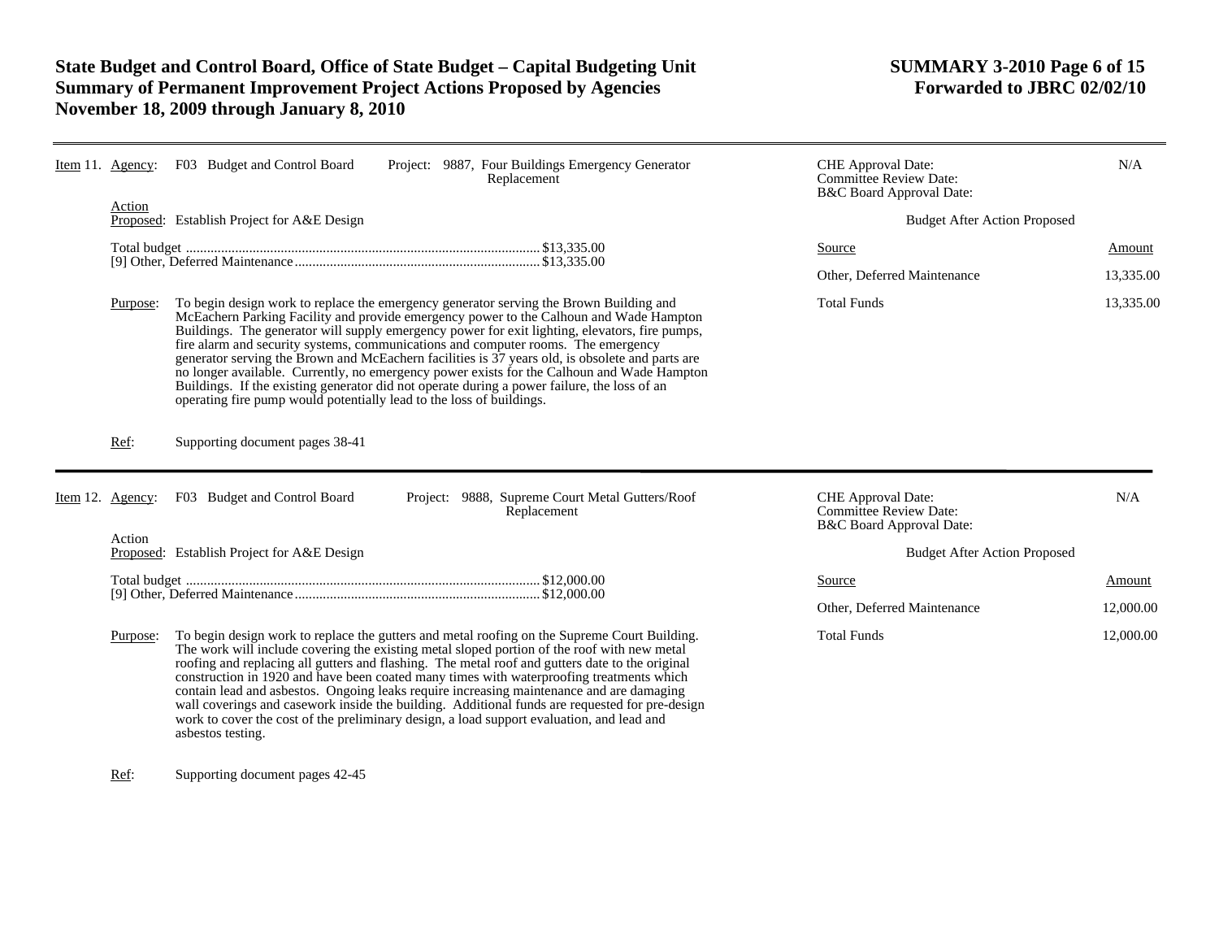Item 11. Agency: F03 Budget and Control Board — Project: 9887, Four Buildings Emergency Generator Replacement

CHE Approval Date: N/A
Committee Review Date:
B&C Board Approval Date:

Action Proposed: Establish Project for A&E Design

Total budget ........ $13,335.00
[9] Other, Deferred Maintenance ........ $13,335.00

Budget After Action Proposed

| Source | Amount |
|---|---|
| Other, Deferred Maintenance | 13,335.00 |
| Total Funds | 13,335.00 |

Purpose: To begin design work to replace the emergency generator serving the Brown Building and McEachern Parking Facility and provide emergency power to the Calhoun and Wade Hampton Buildings. The generator will supply emergency power for exit lighting, elevators, fire pumps, fire alarm and security systems, communications and computer rooms. The emergency generator serving the Brown and McEachern facilities is 37 years old, is obsolete and parts are no longer available. Currently, no emergency power exists for the Calhoun and Wade Hampton Buildings. If the existing generator did not operate during a power failure, the loss of an operating fire pump would potentially lead to the loss of buildings.

Ref: Supporting document pages 38-41

---

Item 12. Agency: F03 Budget and Control Board — Project: 9888, Supreme Court Metal Gutters/Roof Replacement

CHE Approval Date: N/A
Committee Review Date:
B&C Board Approval Date:

Action Proposed: Establish Project for A&E Design

Total budget ........ $12,000.00
[9] Other, Deferred Maintenance ........ $12,000.00

Budget After Action Proposed

| Source | Amount |
|---|---|
| Other, Deferred Maintenance | 12,000.00 |
| Total Funds | 12,000.00 |

Purpose: To begin design work to replace the gutters and metal roofing on the Supreme Court Building. The work will include covering the existing metal sloped portion of the roof with new metal roofing and replacing all gutters and flashing. The metal roof and gutters date to the original construction in 1920 and have been coated many times with waterproofing treatments which contain lead and asbestos. Ongoing leaks require increasing maintenance and are damaging wall coverings and casework inside the building. Additional funds are requested for pre-design work to cover the cost of the preliminary design, a load support evaluation, and lead and asbestos testing.

Ref: Supporting document pages 42-45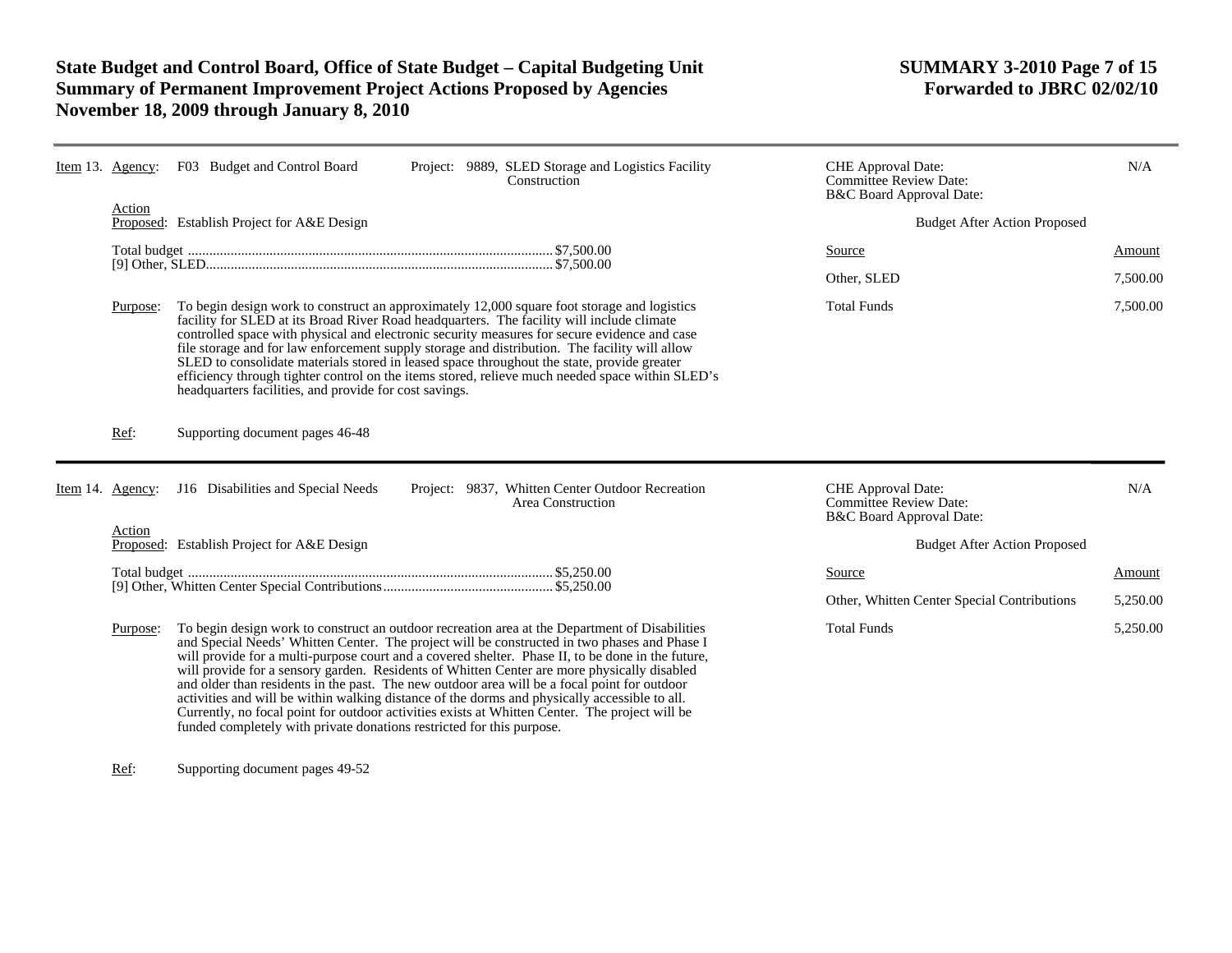**Item 13. Agency:** F03 Budget and Control Board **Project:** 9889, SLED Storage and Logistics Facility Construction

CHE Approval Date: N/A
Committee Review Date:
B&C Board Approval Date:

**Action Proposed:** Establish Project for A&E Design

Total budget ....... $7,500.00
[9] Other, SLED ....... $7,500.00

**Budget After Action Proposed**

| Source | Amount |
|---|---|
| Other, SLED | 7,500.00 |
| Total Funds | 7,500.00 |

**Purpose:** To begin design work to construct an approximately 12,000 square foot storage and logistics facility for SLED at its Broad River Road headquarters. The facility will include climate controlled space with physical and electronic security measures for secure evidence and case file storage and for law enforcement supply storage and distribution. The facility will allow SLED to consolidate materials stored in leased space throughout the state, provide greater efficiency through tighter control on the items stored, relieve much needed space within SLED's headquarters facilities, and provide for cost savings.

**Ref:** Supporting document pages 46-48

---

**Item 14. Agency:** J16 Disabilities and Special Needs **Project:** 9837, Whitten Center Outdoor Recreation Area Construction

CHE Approval Date: N/A
Committee Review Date:
B&C Board Approval Date:

**Action Proposed:** Establish Project for A&E Design

Total budget ....... $5,250.00
[9] Other, Whitten Center Special Contributions ....... $5,250.00

**Budget After Action Proposed**

| Source | Amount |
|---|---|
| Other, Whitten Center Special Contributions | 5,250.00 |
| Total Funds | 5,250.00 |

**Purpose:** To begin design work to construct an outdoor recreation area at the Department of Disabilities and Special Needs' Whitten Center. The project will be constructed in two phases and Phase I will provide for a multi-purpose court and a covered shelter. Phase II, to be done in the future, will provide for a sensory garden. Residents of Whitten Center are more physically disabled and older than residents in the past. The new outdoor area will be a focal point for outdoor activities and will be within walking distance of the dorms and physically accessible to all. Currently, no focal point for outdoor activities exists at Whitten Center. The project will be funded completely with private donations restricted for this purpose.

**Ref:** Supporting document pages 49-52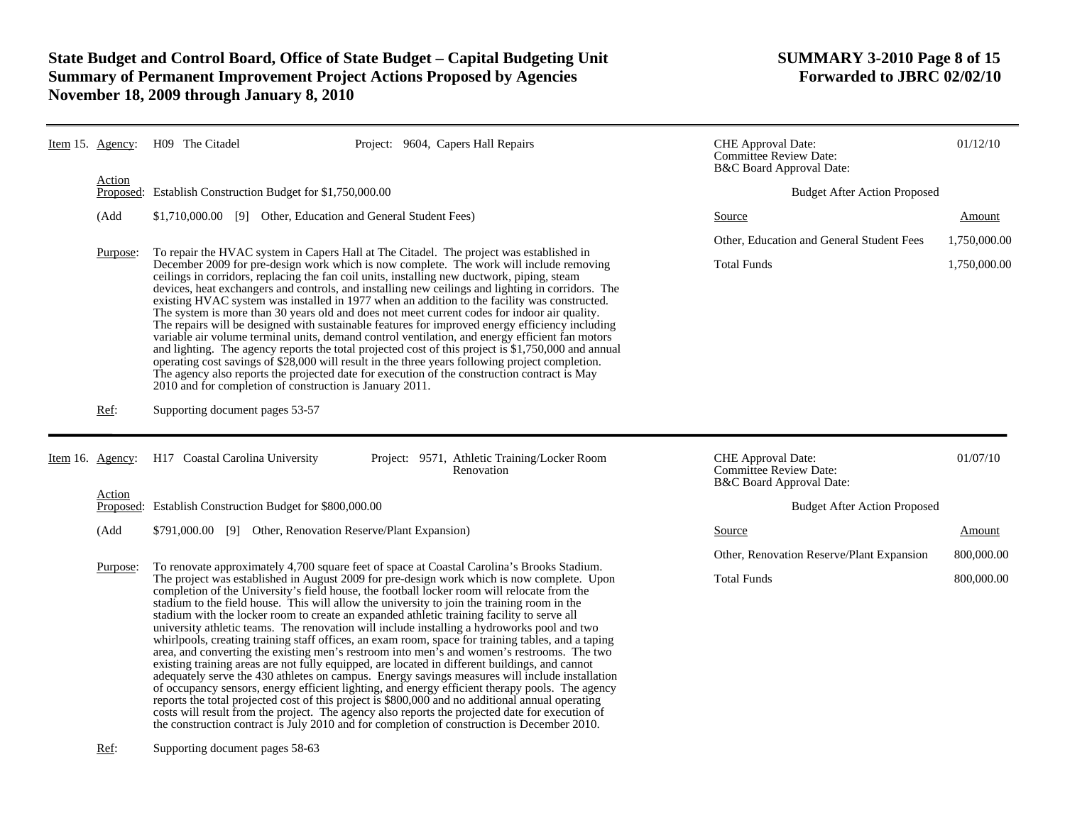**Item 15.** **Agency:** H09 The Citadel **Project:** 9604, Capers Hall Repairs

| | |
|---|---|
| CHE Approval Date: | 01/12/10 |
| Committee Review Date: | |
| B&C Board Approval Date: | |

**Action Proposed:** Establish Construction Budget for $1,750,000.00

(Add $1,710,000.00 [9] Other, Education and General Student Fees)

**Budget After Action Proposed**

| Source | Amount |
|---|---|
| Other, Education and General Student Fees | 1,750,000.00 |
| Total Funds | 1,750,000.00 |

**Purpose:** To repair the HVAC system in Capers Hall at The Citadel. The project was established in December 2009 for pre-design work which is now complete. The work will include removing ceilings in corridors, replacing the fan coil units, installing new ductwork, piping, steam devices, heat exchangers and controls, and installing new ceilings and lighting in corridors. The existing HVAC system was installed in 1977 when an addition to the facility was constructed. The system is more than 30 years old and does not meet current codes for indoor air quality. The repairs will be designed with sustainable features for improved energy efficiency including variable air volume terminal units, demand control ventilation, and energy efficient fan motors and lighting. The agency reports the total projected cost of this project is $1,750,000 and annual operating cost savings of $28,000 will result in the three years following project completion. The agency also reports the projected date for execution of the construction contract is May 2010 and for completion of construction is January 2011.

**Ref:** Supporting document pages 53-57

---

**Item 16.** **Agency:** H17 Coastal Carolina University **Project:** 9571, Athletic Training/Locker Room Renovation

| | |
|---|---|
| CHE Approval Date: | 01/07/10 |
| Committee Review Date: | |
| B&C Board Approval Date: | |

**Action Proposed:** Establish Construction Budget for $800,000.00

(Add $791,000.00 [9] Other, Renovation Reserve/Plant Expansion)

**Budget After Action Proposed**

| Source | Amount |
|---|---|
| Other, Renovation Reserve/Plant Expansion | 800,000.00 |
| Total Funds | 800,000.00 |

**Purpose:** To renovate approximately 4,700 square feet of space at Coastal Carolina's Brooks Stadium. The project was established in August 2009 for pre-design work which is now complete. Upon completion of the University's field house, the football locker room will relocate from the stadium to the field house. This will allow the university to join the training room in the stadium with the locker room to create an expanded athletic training facility to serve all university athletic teams. The renovation will include installing a hydroworks pool and two whirlpools, creating training staff offices, an exam room, space for training tables, and a taping area, and converting the existing men's restroom into men's and women's restrooms. The two existing training areas are not fully equipped, are located in different buildings, and cannot adequately serve the 430 athletes on campus. Energy savings measures will include installation of occupancy sensors, energy efficient lighting, and energy efficient therapy pools. The agency reports the total projected cost of this project is $800,000 and no additional annual operating costs will result from the project. The agency also reports the projected date for execution of the construction contract is July 2010 and for completion of construction is December 2010.

**Ref:** Supporting document pages 58-63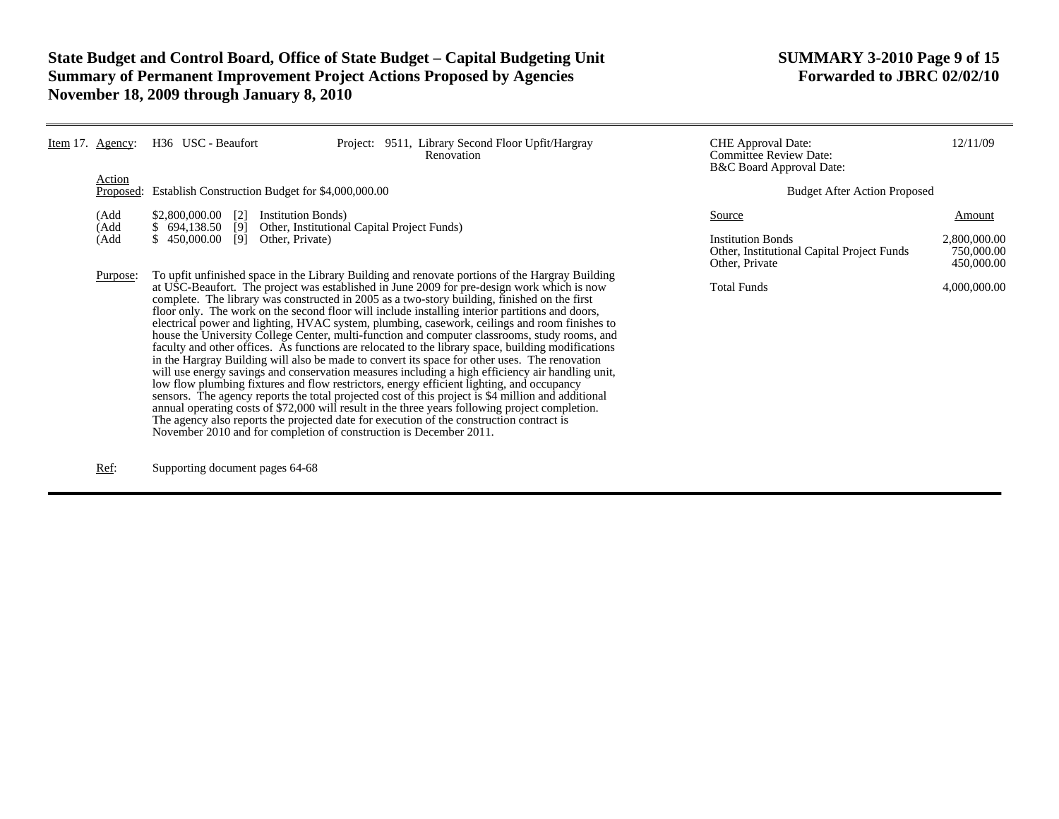**Item 17.** **Agency:** H36 USC - Beaufort

**Project:** 9511, Library Second Floor Upfit/Hargray Renovation

CHE Approval Date: 12/11/09
Committee Review Date:
B&C Board Approval Date:

**Action Proposed:** Establish Construction Budget for $4,000,000.00

(Add $2,800,000.00 [2] Institution Bonds)
(Add $ 694,138.50 [9] Other, Institutional Capital Project Funds)
(Add $ 450,000.00 [9] Other, Private)

**Budget After Action Proposed**

| Source | Amount |
|---|---|
| Institution Bonds | 2,800,000.00 |
| Other, Institutional Capital Project Funds | 750,000.00 |
| Other, Private | 450,000.00 |
| Total Funds | 4,000,000.00 |

**Purpose:** To upfit unfinished space in the Library Building and renovate portions of the Hargray Building at USC-Beaufort. The project was established in June 2009 for pre-design work which is now complete. The library was constructed in 2005 as a two-story building, finished on the first floor only. The work on the second floor will include installing interior partitions and doors, electrical power and lighting, HVAC system, plumbing, casework, ceilings and room finishes to house the University College Center, multi-function and computer classrooms, study rooms, and faculty and other offices. As functions are relocated to the library space, building modifications in the Hargray Building will also be made to convert its space for other uses. The renovation will use energy savings and conservation measures including a high efficiency air handling unit, low flow plumbing fixtures and flow restrictors, energy efficient lighting, and occupancy sensors. The agency reports the total projected cost of this project is $4 million and additional annual operating costs of $72,000 will result in the three years following project completion. The agency also reports the projected date for execution of the construction contract is November 2010 and for completion of construction is December 2011.

**Ref:** Supporting document pages 64-68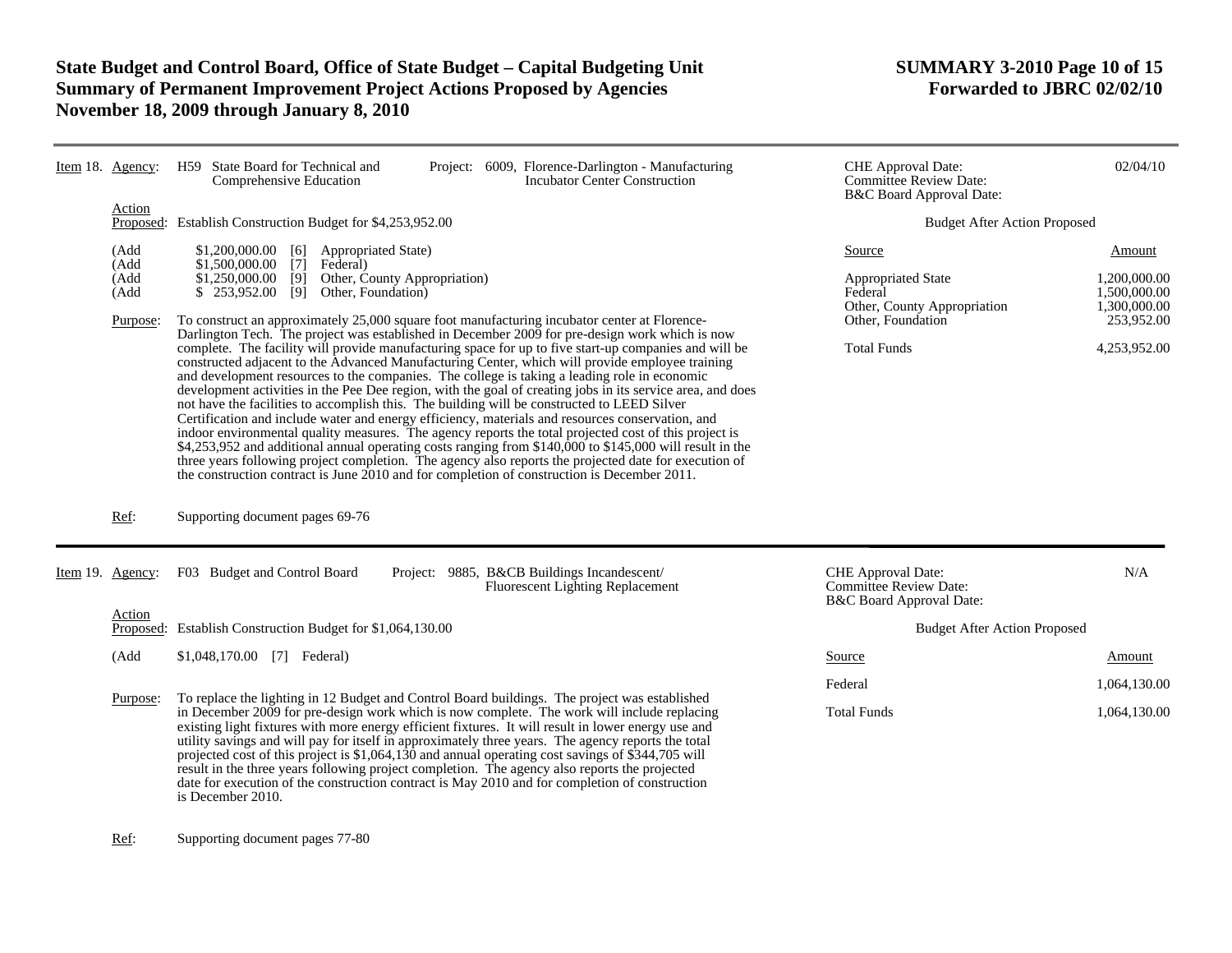**Item 18.** **Agency:** H59 State Board for Technical and Comprehensive Education

**Project:** 6009, Florence-Darlington - Manufacturing Incubator Center Construction

CHE Approval Date: 02/04/10
Committee Review Date:
B&C Board Approval Date:

**Action Proposed:** Establish Construction Budget for $4,253,952.00

(Add $1,200,000.00 [6] Appropriated State)
(Add $1,500,000.00 [7] Federal)
(Add $1,250,000.00 [9] Other, County Appropriation)
(Add $ 253,952.00 [9] Other, Foundation)

Budget After Action Proposed

| Source | Amount |
|---|---|
| Appropriated State | 1,200,000.00 |
| Federal | 1,500,000.00 |
| Other, County Appropriation | 1,300,000.00 |
| Other, Foundation | 253,952.00 |
| Total Funds | 4,253,952.00 |

**Purpose:** To construct an approximately 25,000 square foot manufacturing incubator center at Florence-Darlington Tech. The project was established in December 2009 for pre-design work which is now complete. The facility will provide manufacturing space for up to five start-up companies and will be constructed adjacent to the Advanced Manufacturing Center, which will provide employee training and development resources to the companies. The college is taking a leading role in economic development activities in the Pee Dee region, with the goal of creating jobs in its service area, and does not have the facilities to accomplish this. The building will be constructed to LEED Silver Certification and include water and energy efficiency, materials and resources conservation, and indoor environmental quality measures. The agency reports the total projected cost of this project is $4,253,952 and additional annual operating costs ranging from $140,000 to $145,000 will result in the three years following project completion. The agency also reports the projected date for execution of the construction contract is June 2010 and for completion of construction is December 2011.

**Ref:** Supporting document pages 69-76

---

**Item 19.** **Agency:** F03 Budget and Control Board

**Project:** 9885, B&CB Buildings Incandescent/ Fluorescent Lighting Replacement

CHE Approval Date: N/A
Committee Review Date:
B&C Board Approval Date:

**Action Proposed:** Establish Construction Budget for $1,064,130.00

(Add $1,048,170.00 [7] Federal)

Budget After Action Proposed

| Source | Amount |
|---|---|
| Federal | 1,064,130.00 |
| Total Funds | 1,064,130.00 |

**Purpose:** To replace the lighting in 12 Budget and Control Board buildings. The project was established in December 2009 for pre-design work which is now complete. The work will include replacing existing light fixtures with more energy efficient fixtures. It will result in lower energy use and utility savings and will pay for itself in approximately three years. The agency reports the total projected cost of this project is $1,064,130 and annual operating cost savings of $344,705 will result in the three years following project completion. The agency also reports the projected date for execution of the construction contract is May 2010 and for completion of construction is December 2010.

**Ref:** Supporting document pages 77-80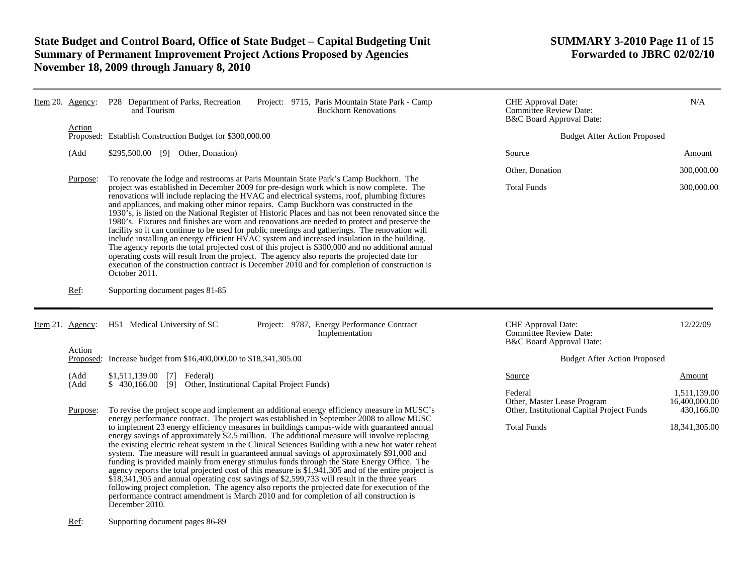**Item 20. Agency:** P28 Department of Parks, Recreation and Tourism

**Project:** 9715, Paris Mountain State Park - Camp Buckhorn Renovations

| | |
|---|---|
| CHE Approval Date: | N/A |
| Committee Review Date: | |
| B&C Board Approval Date: | |

**Action Proposed:** Establish Construction Budget for $300,000.00

(Add $295,500.00 [9] Other, Donation)

**Budget After Action Proposed**

| Source | Amount |
|---|---|
| Other, Donation | 300,000.00 |
| Total Funds | 300,000.00 |

**Purpose:** To renovate the lodge and restrooms at Paris Mountain State Park's Camp Buckhorn. The project was established in December 2009 for pre-design work which is now complete. The renovations will include replacing the HVAC and electrical systems, roof, plumbing fixtures and appliances, and making other minor repairs. Camp Buckhorn was constructed in the 1930's, is listed on the National Register of Historic Places and has not been renovated since the 1980's. Fixtures and finishes are worn and renovations are needed to protect and preserve the facility so it can continue to be used for public meetings and gatherings. The renovation will include installing an energy efficient HVAC system and increased insulation in the building. The agency reports the total projected cost of this project is $300,000 and no additional annual operating costs will result from the project. The agency also reports the projected date for execution of the construction contract is December 2010 and for completion of construction is October 2011.

**Ref:** Supporting document pages 81-85

---

**Item 21. Agency:** H51 Medical University of SC

**Project:** 9787, Energy Performance Contract Implementation

| | |
|---|---|
| CHE Approval Date: | 12/22/09 |
| Committee Review Date: | |
| B&C Board Approval Date: | |

**Action Proposed:** Increase budget from $16,400,000.00 to $18,341,305.00

(Add $1,511,139.00 [7] Federal)
(Add $ 430,166.00 [9] Other, Institutional Capital Project Funds)

**Budget After Action Proposed**

| Source | Amount |
|---|---|
| Federal | 1,511,139.00 |
| Other, Master Lease Program | 16,400,000.00 |
| Other, Institutional Capital Project Funds | 430,166.00 |
| Total Funds | 18,341,305.00 |

**Purpose:** To revise the project scope and implement an additional energy efficiency measure in MUSC's energy performance contract. The project was established in September 2008 to allow MUSC to implement 23 energy efficiency measures in buildings campus-wide with guaranteed annual energy savings of approximately $2.5 million. The additional measure will involve replacing the existing electric reheat system in the Clinical Sciences Building with a new hot water reheat system. The measure will result in guaranteed annual savings of approximately $91,000 and funding is provided mainly from energy stimulus funds through the State Energy Office. The agency reports the total projected cost of this measure is $1,941,305 and of the entire project is $18,341,305 and annual operating cost savings of $2,599,733 will result in the three years following project completion. The agency also reports the projected date for execution of the performance contract amendment is March 2010 and for completion of all construction is December 2010.

**Ref:** Supporting document pages 86-89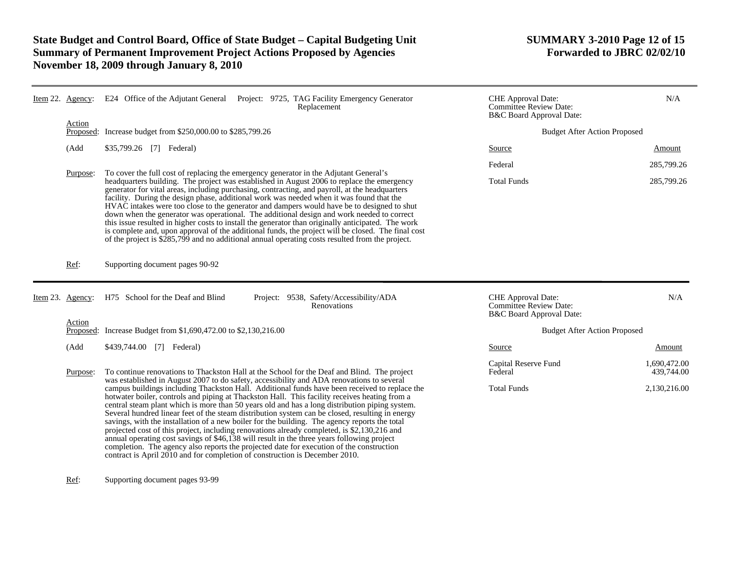**Item 22.** Agency: E24 Office of the Adjutant General Project: 9725, TAG Facility Emergency Generator Replacement

CHE Approval Date: N/A
Committee Review Date:
B&C Board Approval Date:

Action Proposed: Increase budget from $250,000.00 to $285,799.26

(Add $35,799.26 [7] Federal)

Purpose: To cover the full cost of replacing the emergency generator in the Adjutant General's headquarters building. The project was established in August 2006 to replace the emergency generator for vital areas, including purchasing, contracting, and payroll, at the headquarters facility. During the design phase, additional work was needed when it was found that the HVAC intakes were too close to the generator and dampers would have be to designed to shut down when the generator was operational. The additional design and work needed to correct this issue resulted in higher costs to install the generator than originally anticipated. The work is complete and, upon approval of the additional funds, the project will be closed. The final cost of the project is $285,799 and no additional annual operating costs resulted from the project.

Ref: Supporting document pages 90-92

Budget After Action Proposed

| Source | Amount |
|---|---|
| Federal | 285,799.26 |
| Total Funds | 285,799.26 |

---

**Item 23.** Agency: H75 School for the Deaf and Blind Project: 9538, Safety/Accessibility/ADA Renovations

CHE Approval Date: N/A
Committee Review Date:
B&C Board Approval Date:

Action Proposed: Increase Budget from $1,690,472.00 to $2,130,216.00

(Add $439,744.00 [7] Federal)

Purpose: To continue renovations to Thackston Hall at the School for the Deaf and Blind. The project was established in August 2007 to do safety, accessibility and ADA renovations to several campus buildings including Thackston Hall. Additional funds have been received to replace the hotwater boiler, controls and piping at Thackston Hall. This facility receives heating from a central steam plant which is more than 50 years old and has a long distribution piping system. Several hundred linear feet of the steam distribution system can be closed, resulting in energy savings, with the installation of a new boiler for the building. The agency reports the total projected cost of this project, including renovations already completed, is $2,130,216 and annual operating cost savings of $46,138 will result in the three years following project completion. The agency also reports the projected date for execution of the construction contract is April 2010 and for completion of construction is December 2010.

Ref: Supporting document pages 93-99

Budget After Action Proposed

| Source | Amount |
|---|---|
| Capital Reserve Fund | 1,690,472.00 |
| Federal | 439,744.00 |
| Total Funds | 2,130,216.00 |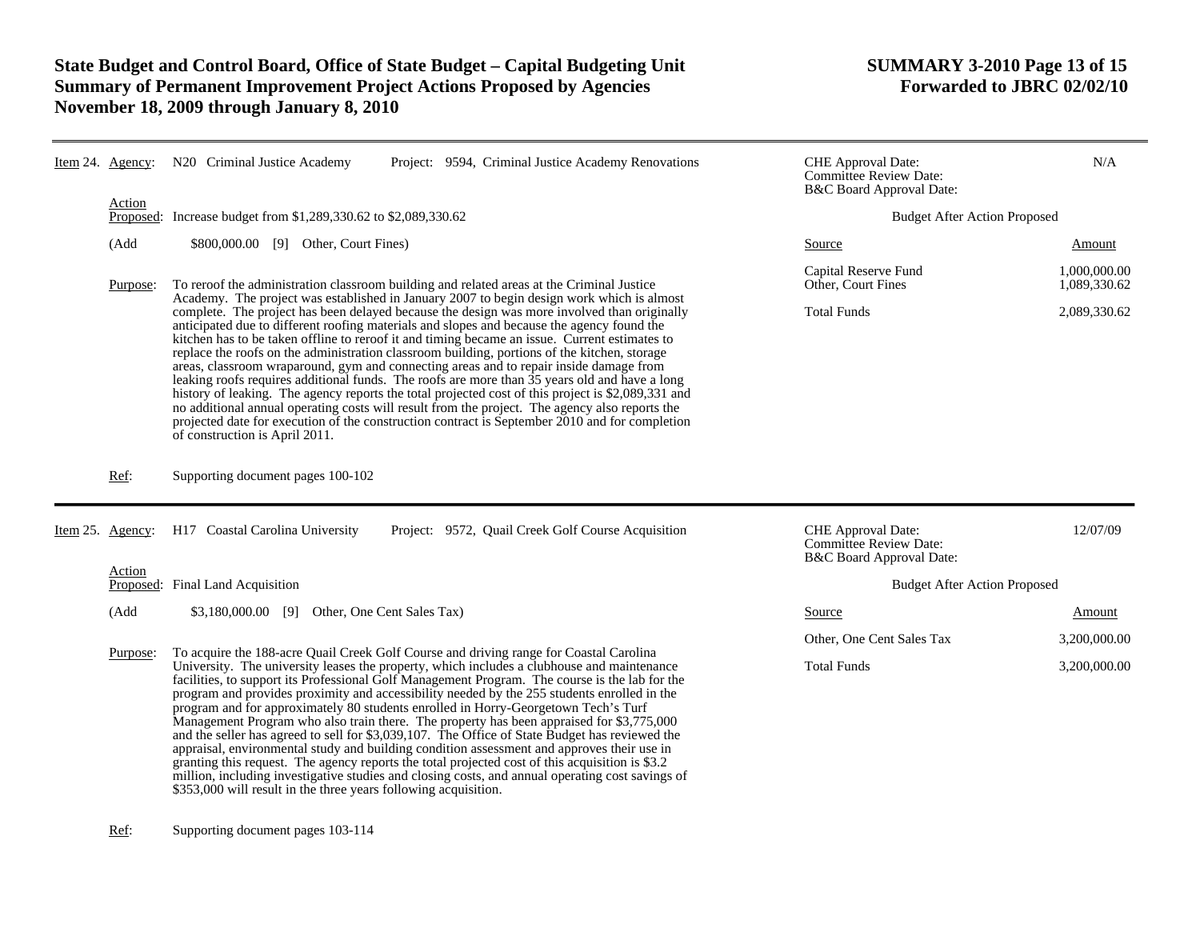**Item 24.** **Agency:** N20 Criminal Justice Academy **Project:** 9594, Criminal Justice Academy Renovations

| | |
|---|---|
| CHE Approval Date: | N/A |
| Committee Review Date: | |
| B&C Board Approval Date: | |

**Action Proposed:** Increase budget from $1,289,330.62 to $2,089,330.62

(Add $800,000.00 [9] Other, Court Fines)

**Purpose:** To reroof the administration classroom building and related areas at the Criminal Justice Academy. The project was established in January 2007 to begin design work which is almost complete. The project has been delayed because the design was more involved than originally anticipated due to different roofing materials and slopes and because the agency found the kitchen has to be taken offline to reroof it and timing became an issue. Current estimates to replace the roofs on the administration classroom building, portions of the kitchen, storage areas, classroom wraparound, gym and connecting areas and to repair inside damage from leaking roofs requires additional funds. The roofs are more than 35 years old and have a long history of leaking. The agency reports the total projected cost of this project is $2,089,331 and no additional annual operating costs will result from the project. The agency also reports the projected date for execution of the construction contract is September 2010 and for completion of construction is April 2011.

**Budget After Action Proposed**

| Source | Amount |
|---|---|
| Capital Reserve Fund | 1,000,000.00 |
| Other, Court Fines | 1,089,330.62 |
| Total Funds | 2,089,330.62 |

**Ref:** Supporting document pages 100-102

---

**Item 25.** **Agency:** H17 Coastal Carolina University **Project:** 9572, Quail Creek Golf Course Acquisition

| | |
|---|---|
| CHE Approval Date: | 12/07/09 |
| Committee Review Date: | |
| B&C Board Approval Date: | |

**Action Proposed:** Final Land Acquisition

(Add $3,180,000.00 [9] Other, One Cent Sales Tax)

**Purpose:** To acquire the 188-acre Quail Creek Golf Course and driving range for Coastal Carolina University. The university leases the property, which includes a clubhouse and maintenance facilities, to support its Professional Golf Management Program. The course is the lab for the program and provides proximity and accessibility needed by the 255 students enrolled in the program and for approximately 80 students enrolled in Horry-Georgetown Tech's Turf Management Program who also train there. The property has been appraised for $3,775,000 and the seller has agreed to sell for $3,039,107. The Office of State Budget has reviewed the appraisal, environmental study and building condition assessment and approves their use in granting this request. The agency reports the total projected cost of this acquisition is $3.2 million, including investigative studies and closing costs, and annual operating cost savings of $353,000 will result in the three years following acquisition.

**Budget After Action Proposed**

| Source | Amount |
|---|---|
| Other, One Cent Sales Tax | 3,200,000.00 |
| Total Funds | 3,200,000.00 |

**Ref:** Supporting document pages 103-114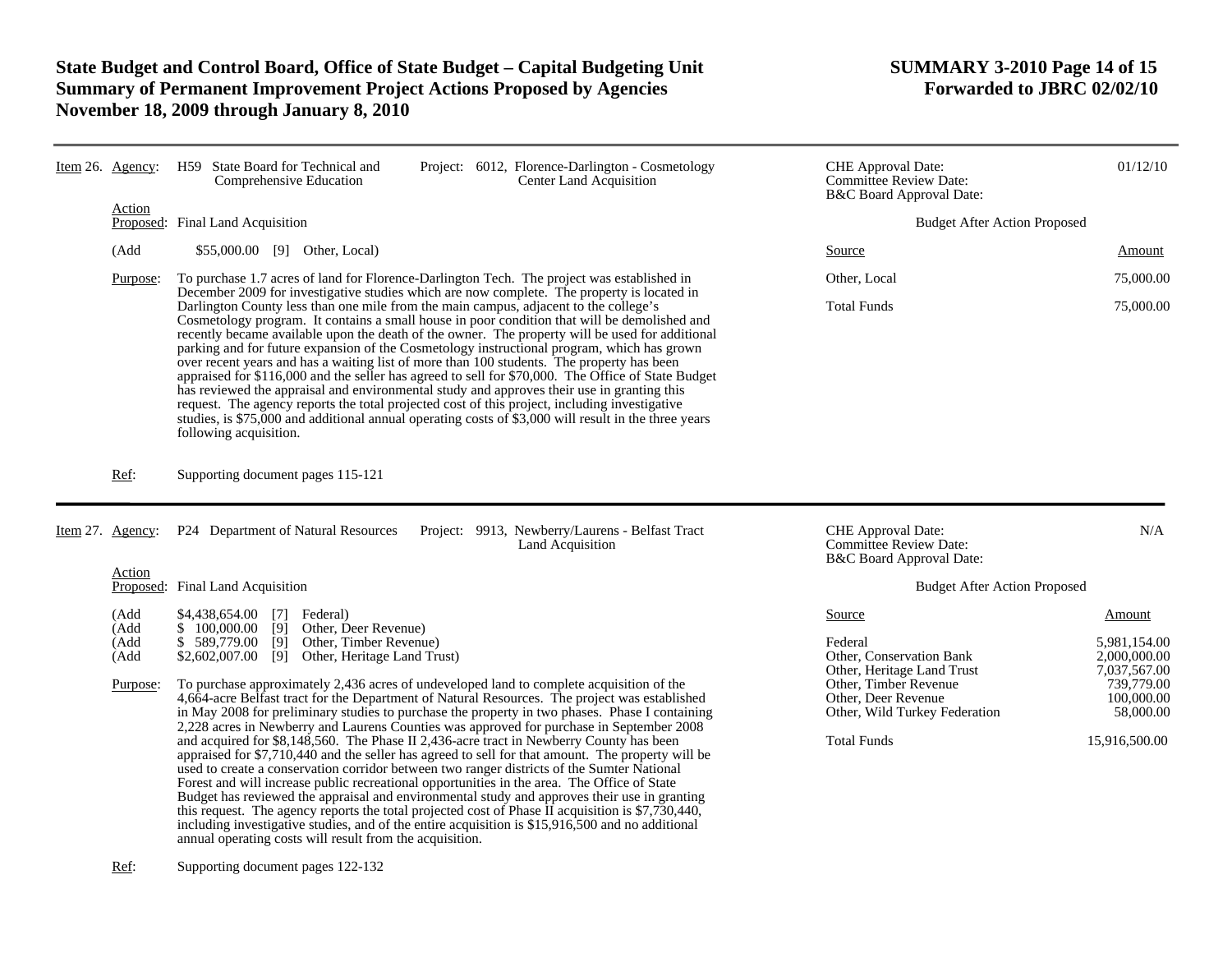**Item 26.** **Agency:** H59 State Board for Technical and Comprehensive Education

**Project:** 6012, Florence-Darlington - Cosmetology Center Land Acquisition

CHE Approval Date: 01/12/10
Committee Review Date:
B&C Board Approval Date:

**Action Proposed:** Final Land Acquisition

(Add $55,000.00 [9] Other, Local)

**Purpose:** To purchase 1.7 acres of land for Florence-Darlington Tech. The project was established in December 2009 for investigative studies which are now complete. The property is located in Darlington County less than one mile from the main campus, adjacent to the college's Cosmetology program. It contains a small house in poor condition that will be demolished and recently became available upon the death of the owner. The property will be used for additional parking and for future expansion of the Cosmetology instructional program, which has grown over recent years and has a waiting list of more than 100 students. The property has been appraised for $116,000 and the seller has agreed to sell for $70,000. The Office of State Budget has reviewed the appraisal and environmental study and approves their use in granting this request. The agency reports the total projected cost of this project, including investigative studies, is $75,000 and additional annual operating costs of $3,000 will result in the three years following acquisition.

Budget After Action Proposed

| Source | Amount |
|---|---|
| Other, Local | 75,000.00 |
| Total Funds | 75,000.00 |

**Ref:** Supporting document pages 115-121

---

**Item 27.** **Agency:** P24 Department of Natural Resources

**Project:** 9913, Newberry/Laurens - Belfast Tract Land Acquisition

CHE Approval Date: N/A
Committee Review Date:
B&C Board Approval Date:

**Action Proposed:** Final Land Acquisition

(Add $4,438,654.00 [7] Federal)
(Add $ 100,000.00 [9] Other, Deer Revenue)
(Add $ 589,779.00 [9] Other, Timber Revenue)
(Add $2,602,007.00 [9] Other, Heritage Land Trust)

**Purpose:** To purchase approximately 2,436 acres of undeveloped land to complete acquisition of the 4,664-acre Belfast tract for the Department of Natural Resources. The project was established in May 2008 for preliminary studies to purchase the property in two phases. Phase I containing 2,228 acres in Newberry and Laurens Counties was approved for purchase in September 2008 and acquired for $8,148,560. The Phase II 2,436-acre tract in Newberry County has been appraised for $7,710,440 and the seller has agreed to sell for that amount. The property will be used to create a conservation corridor between two ranger districts of the Sumter National Forest and will increase public recreational opportunities in the area. The Office of State Budget has reviewed the appraisal and environmental study and approves their use in granting this request. The agency reports the total projected cost of Phase II acquisition is $7,730,440, including investigative studies, and of the entire acquisition is $15,916,500 and no additional annual operating costs will result from the acquisition.

Budget After Action Proposed

| Source | Amount |
|---|---|
| Federal | 5,981,154.00 |
| Other, Conservation Bank | 2,000,000.00 |
| Other, Heritage Land Trust | 7,037,567.00 |
| Other, Timber Revenue | 739,779.00 |
| Other, Deer Revenue | 100,000.00 |
| Other, Wild Turkey Federation | 58,000.00 |
| Total Funds | 15,916,500.00 |

**Ref:** Supporting document pages 122-132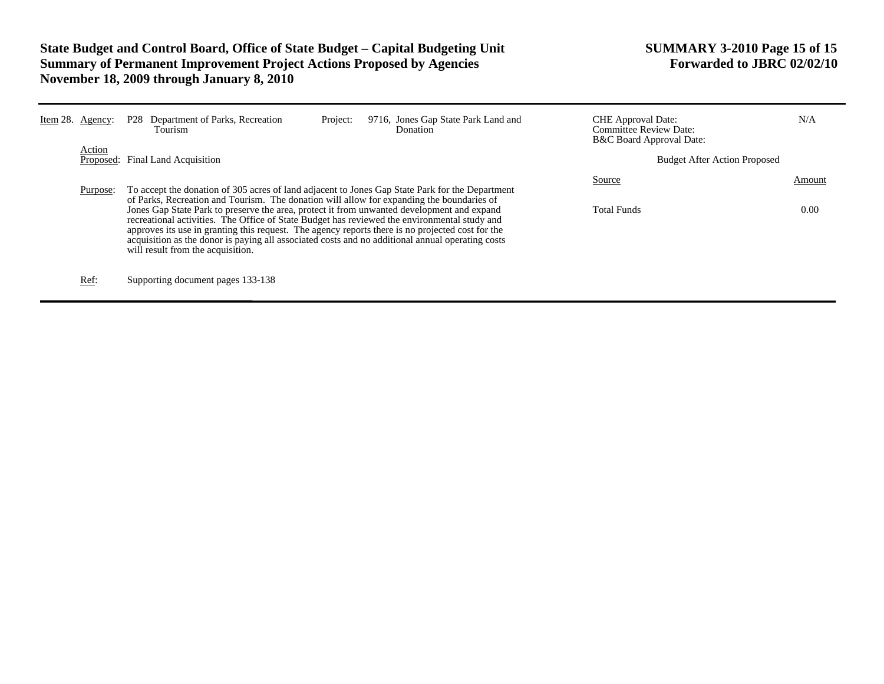Item 28. Agency: P28 Department of Parks, Recreation Tourism

Project: 9716, Jones Gap State Park Land and Donation

CHE Approval Date: N/A
Committee Review Date:
B&C Board Approval Date:

Action Proposed: Final Land Acquisition

Purpose: To accept the donation of 305 acres of land adjacent to Jones Gap State Park for the Department of Parks, Recreation and Tourism. The donation will allow for expanding the boundaries of Jones Gap State Park to preserve the area, protect it from unwanted development and expand recreational activities. The Office of State Budget has reviewed the environmental study and approves its use in granting this request. The agency reports there is no projected cost for the acquisition as the donor is paying all associated costs and no additional annual operating costs will result from the acquisition.

Ref: Supporting document pages 133-138

Budget After Action Proposed

| Source | Amount |
|---|---|
| Total Funds | 0.00 |